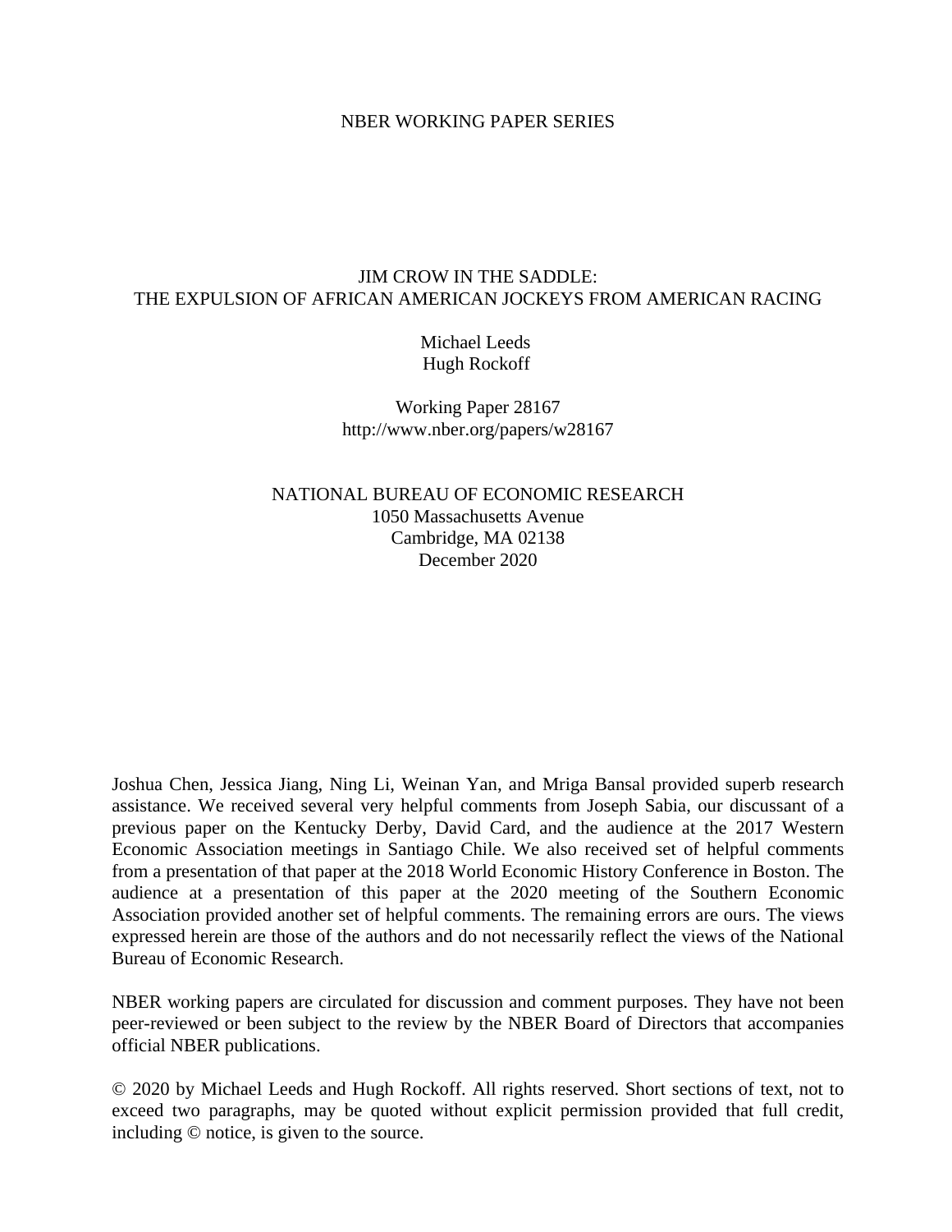NBER WORKING PAPER SERIES

# JIM CROW IN THE SADDLE: THE EXPULSION OF AFRICAN AMERICAN JOCKEYS FROM AMERICAN RACING

Michael Leeds
Hugh Rockoff

Working Paper 28167
http://www.nber.org/papers/w28167

NATIONAL BUREAU OF ECONOMIC RESEARCH
1050 Massachusetts Avenue
Cambridge, MA 02138
December 2020

Joshua Chen, Jessica Jiang, Ning Li, Weinan Yan, and Mriga Bansal provided superb research assistance. We received several very helpful comments from Joseph Sabia, our discussant of a previous paper on the Kentucky Derby, David Card, and the audience at the 2017 Western Economic Association meetings in Santiago Chile. We also received set of helpful comments from a presentation of that paper at the 2018 World Economic History Conference in Boston. The audience at a presentation of this paper at the 2020 meeting of the Southern Economic Association provided another set of helpful comments. The remaining errors are ours. The views expressed herein are those of the authors and do not necessarily reflect the views of the National Bureau of Economic Research.

NBER working papers are circulated for discussion and comment purposes. They have not been peer-reviewed or been subject to the review by the NBER Board of Directors that accompanies official NBER publications.

© 2020 by Michael Leeds and Hugh Rockoff. All rights reserved. Short sections of text, not to exceed two paragraphs, may be quoted without explicit permission provided that full credit, including © notice, is given to the source.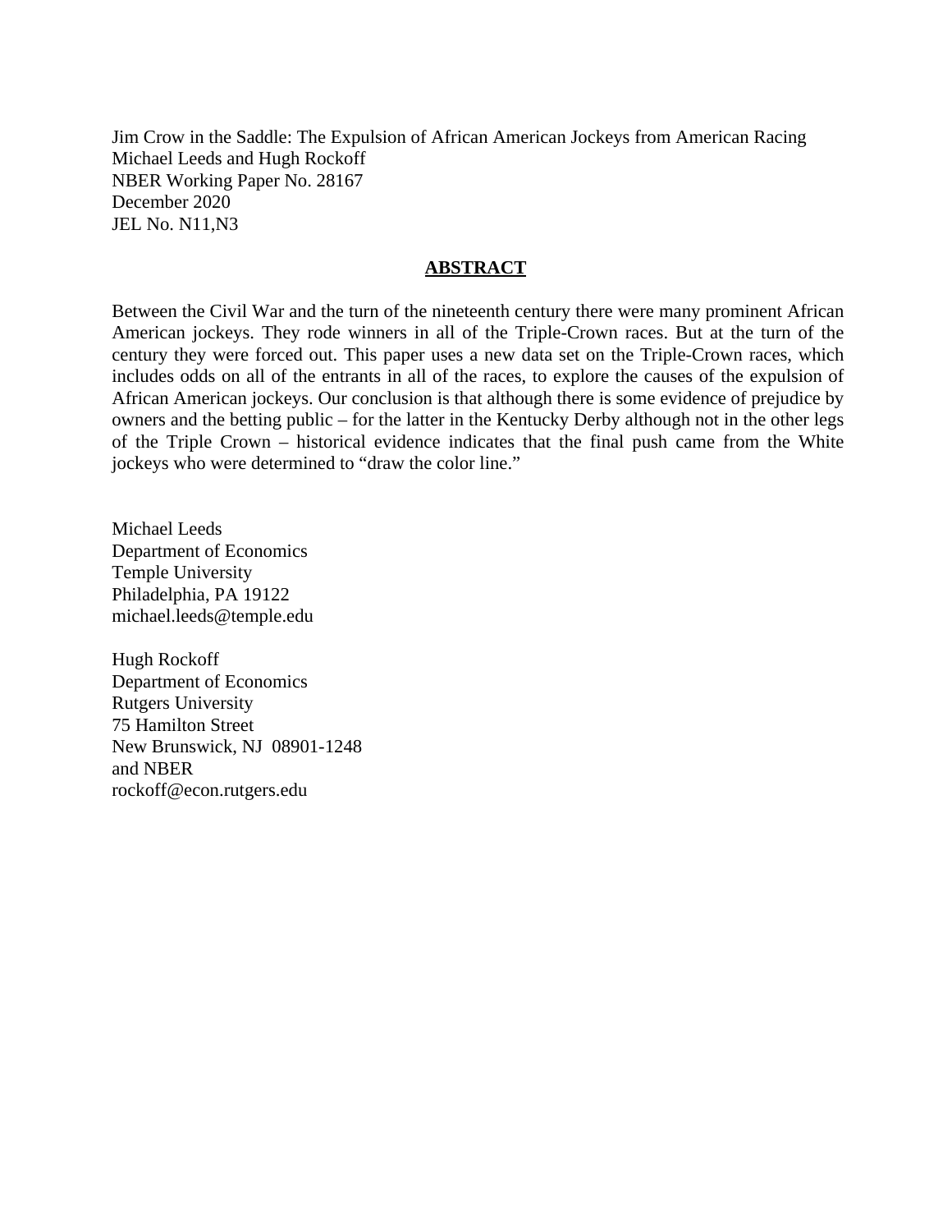Jim Crow in the Saddle: The Expulsion of African American Jockeys from American Racing
Michael Leeds and Hugh Rockoff
NBER Working Paper No. 28167
December 2020
JEL No. N11,N3

## ABSTRACT

Between the Civil War and the turn of the nineteenth century there were many prominent African American jockeys. They rode winners in all of the Triple-Crown races. But at the turn of the century they were forced out. This paper uses a new data set on the Triple-Crown races, which includes odds on all of the entrants in all of the races, to explore the causes of the expulsion of African American jockeys. Our conclusion is that although there is some evidence of prejudice by owners and the betting public – for the latter in the Kentucky Derby although not in the other legs of the Triple Crown – historical evidence indicates that the final push came from the White jockeys who were determined to "draw the color line."

Michael Leeds
Department of Economics
Temple University
Philadelphia, PA 19122
michael.leeds@temple.edu

Hugh Rockoff
Department of Economics
Rutgers University
75 Hamilton Street
New Brunswick, NJ 08901-1248
and NBER
rockoff@econ.rutgers.edu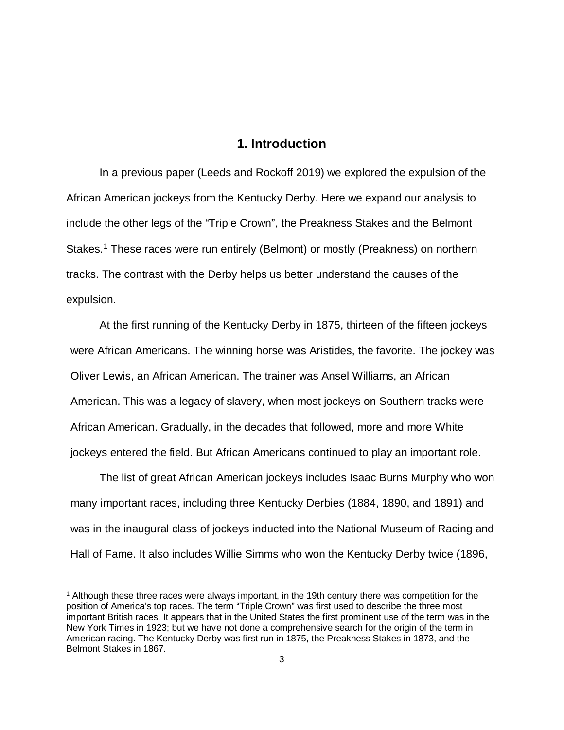## 1. Introduction

In a previous paper (Leeds and Rockoff 2019) we explored the expulsion of the African American jockeys from the Kentucky Derby. Here we expand our analysis to include the other legs of the "Triple Crown", the Preakness Stakes and the Belmont Stakes.[1] These races were run entirely (Belmont) or mostly (Preakness) on northern tracks. The contrast with the Derby helps us better understand the causes of the expulsion.

At the first running of the Kentucky Derby in 1875, thirteen of the fifteen jockeys were African Americans. The winning horse was Aristides, the favorite. The jockey was Oliver Lewis, an African American. The trainer was Ansel Williams, an African American. This was a legacy of slavery, when most jockeys on Southern tracks were African American. Gradually, in the decades that followed, more and more White jockeys entered the field. But African Americans continued to play an important role.

The list of great African American jockeys includes Isaac Burns Murphy who won many important races, including three Kentucky Derbies (1884, 1890, and 1891) and was in the inaugural class of jockeys inducted into the National Museum of Racing and Hall of Fame. It also includes Willie Simms who won the Kentucky Derby twice (1896,

---

[1] Although these three races were always important, in the 19th century there was competition for the position of America's top races. The term "Triple Crown" was first used to describe the three most important British races. It appears that in the United States the first prominent use of the term was in the New York Times in 1923; but we have not done a comprehensive search for the origin of the term in American racing. The Kentucky Derby was first run in 1875, the Preakness Stakes in 1873, and the Belmont Stakes in 1867.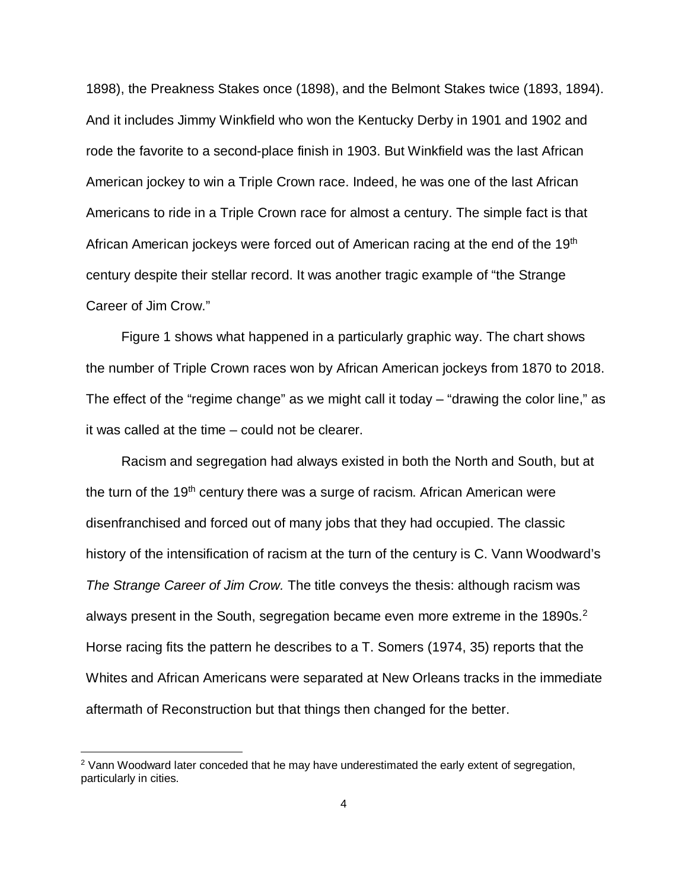1898), the Preakness Stakes once (1898), and the Belmont Stakes twice (1893, 1894). And it includes Jimmy Winkfield who won the Kentucky Derby in 1901 and 1902 and rode the favorite to a second-place finish in 1903. But Winkfield was the last African American jockey to win a Triple Crown race. Indeed, he was one of the last African Americans to ride in a Triple Crown race for almost a century. The simple fact is that African American jockeys were forced out of American racing at the end of the 19th century despite their stellar record. It was another tragic example of "the Strange Career of Jim Crow."

Figure 1 shows what happened in a particularly graphic way. The chart shows the number of Triple Crown races won by African American jockeys from 1870 to 2018. The effect of the "regime change" as we might call it today – "drawing the color line," as it was called at the time – could not be clearer.

Racism and segregation had always existed in both the North and South, but at the turn of the 19th century there was a surge of racism. African American were disenfranchised and forced out of many jobs that they had occupied. The classic history of the intensification of racism at the turn of the century is C. Vann Woodward's *The Strange Career of Jim Crow.* The title conveys the thesis: although racism was always present in the South, segregation became even more extreme in the 1890s.[2] Horse racing fits the pattern he describes to a T. Somers (1974, 35) reports that the Whites and African Americans were separated at New Orleans tracks in the immediate aftermath of Reconstruction but that things then changed for the better.

[2] Vann Woodward later conceded that he may have underestimated the early extent of segregation, particularly in cities.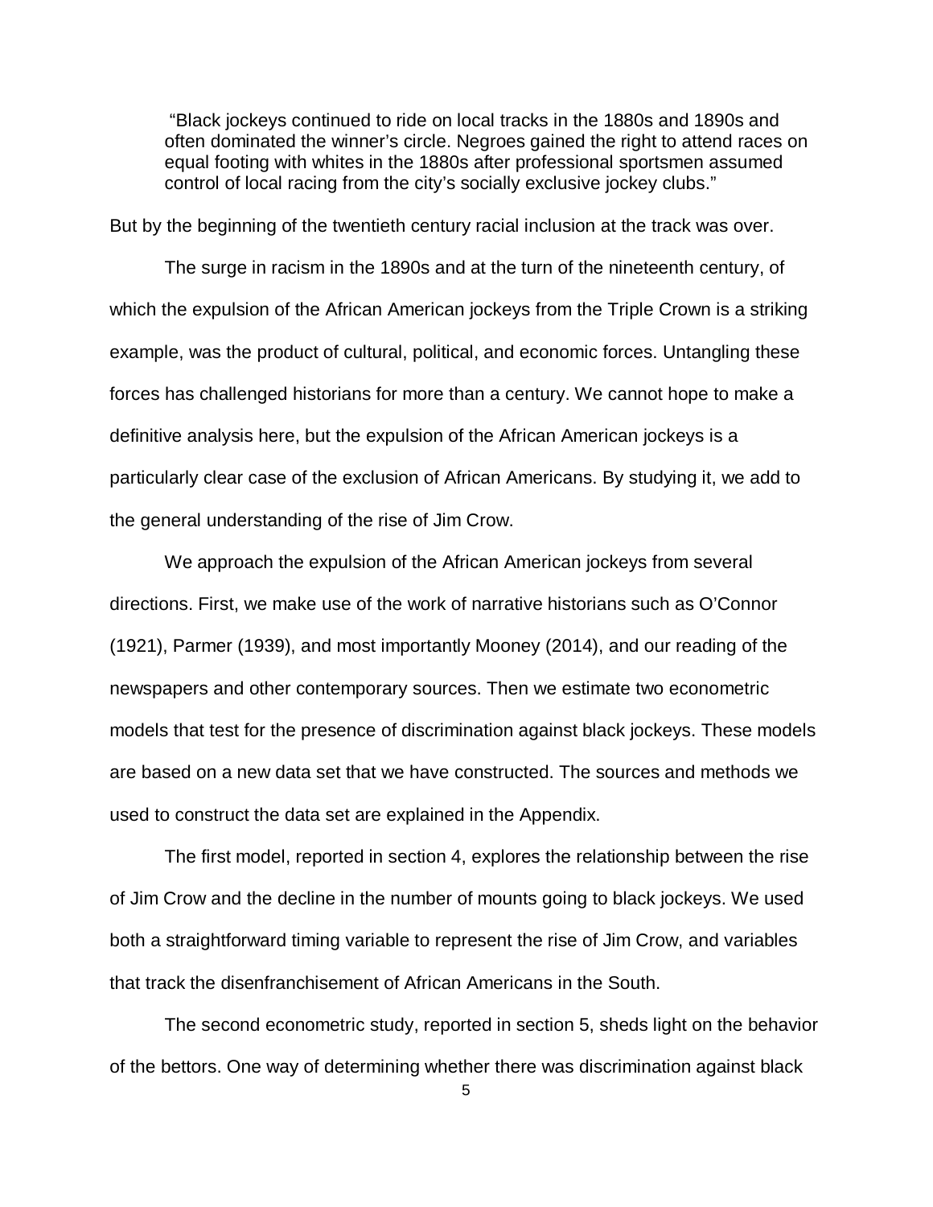> "Black jockeys continued to ride on local tracks in the 1880s and 1890s and often dominated the winner's circle. Negroes gained the right to attend races on equal footing with whites in the 1880s after professional sportsmen assumed control of local racing from the city's socially exclusive jockey clubs."

But by the beginning of the twentieth century racial inclusion at the track was over.

The surge in racism in the 1890s and at the turn of the nineteenth century, of which the expulsion of the African American jockeys from the Triple Crown is a striking example, was the product of cultural, political, and economic forces. Untangling these forces has challenged historians for more than a century. We cannot hope to make a definitive analysis here, but the expulsion of the African American jockeys is a particularly clear case of the exclusion of African Americans. By studying it, we add to the general understanding of the rise of Jim Crow.

We approach the expulsion of the African American jockeys from several directions. First, we make use of the work of narrative historians such as O'Connor (1921), Parmer (1939), and most importantly Mooney (2014), and our reading of the newspapers and other contemporary sources. Then we estimate two econometric models that test for the presence of discrimination against black jockeys. These models are based on a new data set that we have constructed. The sources and methods we used to construct the data set are explained in the Appendix.

The first model, reported in section 4, explores the relationship between the rise of Jim Crow and the decline in the number of mounts going to black jockeys. We used both a straightforward timing variable to represent the rise of Jim Crow, and variables that track the disenfranchisement of African Americans in the South.

The second econometric study, reported in section 5, sheds light on the behavior of the bettors. One way of determining whether there was discrimination against black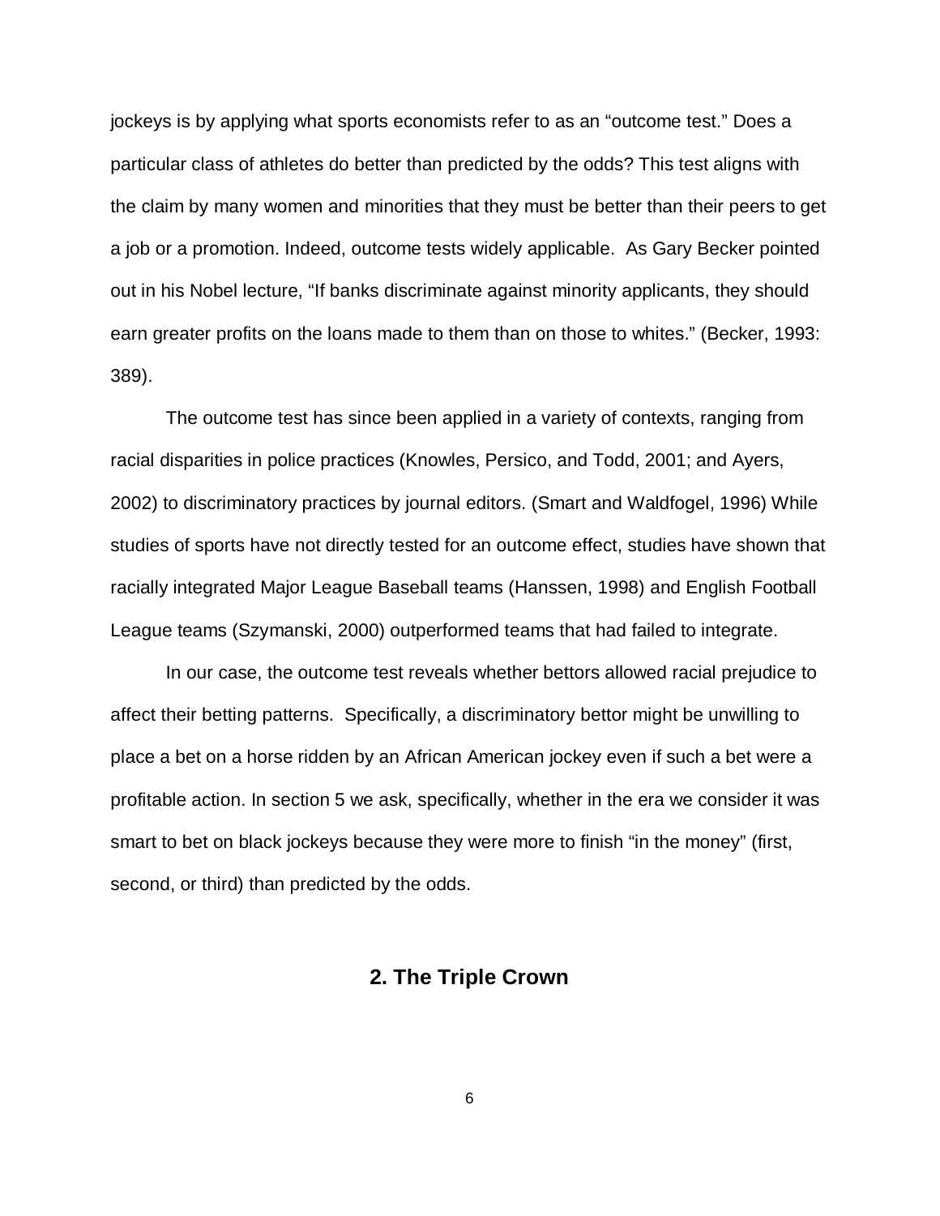jockeys is by applying what sports economists refer to as an "outcome test." Does a particular class of athletes do better than predicted by the odds? This test aligns with the claim by many women and minorities that they must be better than their peers to get a job or a promotion. Indeed, outcome tests widely applicable. As Gary Becker pointed out in his Nobel lecture, "If banks discriminate against minority applicants, they should earn greater profits on the loans made to them than on those to whites." (Becker, 1993: 389).

The outcome test has since been applied in a variety of contexts, ranging from racial disparities in police practices (Knowles, Persico, and Todd, 2001; and Ayers, 2002) to discriminatory practices by journal editors. (Smart and Waldfogel, 1996) While studies of sports have not directly tested for an outcome effect, studies have shown that racially integrated Major League Baseball teams (Hanssen, 1998) and English Football League teams (Szymanski, 2000) outperformed teams that had failed to integrate.

In our case, the outcome test reveals whether bettors allowed racial prejudice to affect their betting patterns. Specifically, a discriminatory bettor might be unwilling to place a bet on a horse ridden by an African American jockey even if such a bet were a profitable action. In section 5 we ask, specifically, whether in the era we consider it was smart to bet on black jockeys because they were more to finish "in the money" (first, second, or third) than predicted by the odds.

## 2. The Triple Crown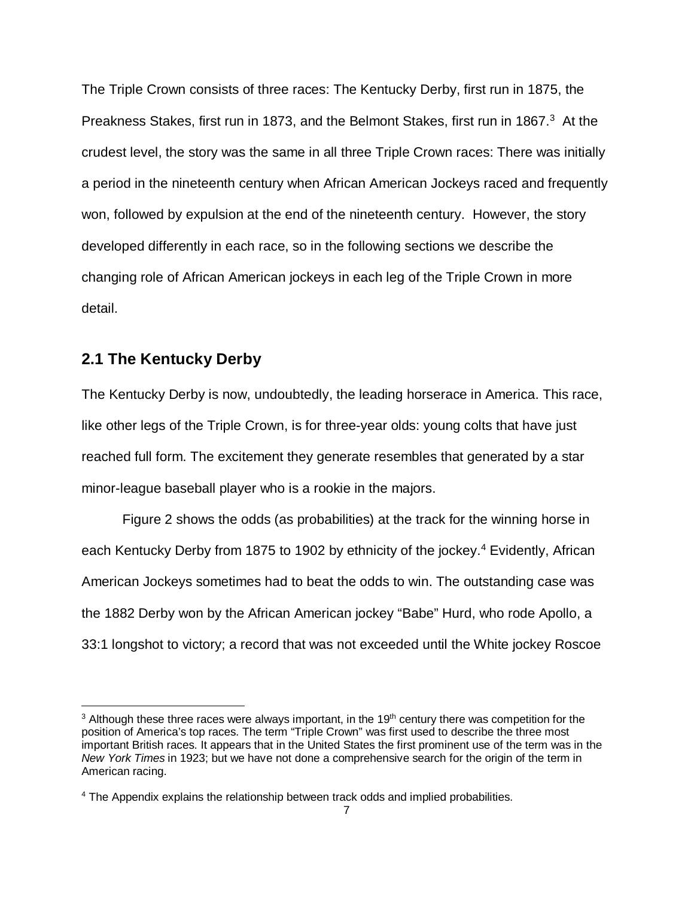The Triple Crown consists of three races: The Kentucky Derby, first run in 1875, the Preakness Stakes, first run in 1873, and the Belmont Stakes, first run in 1867.[3] At the crudest level, the story was the same in all three Triple Crown races: There was initially a period in the nineteenth century when African American Jockeys raced and frequently won, followed by expulsion at the end of the nineteenth century. However, the story developed differently in each race, so in the following sections we describe the changing role of African American jockeys in each leg of the Triple Crown in more detail.

## 2.1 The Kentucky Derby

The Kentucky Derby is now, undoubtedly, the leading horserace in America. This race, like other legs of the Triple Crown, is for three-year olds: young colts that have just reached full form. The excitement they generate resembles that generated by a star minor-league baseball player who is a rookie in the majors.

Figure 2 shows the odds (as probabilities) at the track for the winning horse in each Kentucky Derby from 1875 to 1902 by ethnicity of the jockey.[4] Evidently, African American Jockeys sometimes had to beat the odds to win. The outstanding case was the 1882 Derby won by the African American jockey "Babe" Hurd, who rode Apollo, a 33:1 longshot to victory; a record that was not exceeded until the White jockey Roscoe

---

[3] Although these three races were always important, in the 19th century there was competition for the position of America's top races. The term "Triple Crown" was first used to describe the three most important British races. It appears that in the United States the first prominent use of the term was in the *New York Times* in 1923; but we have not done a comprehensive search for the origin of the term in American racing.

[4] The Appendix explains the relationship between track odds and implied probabilities.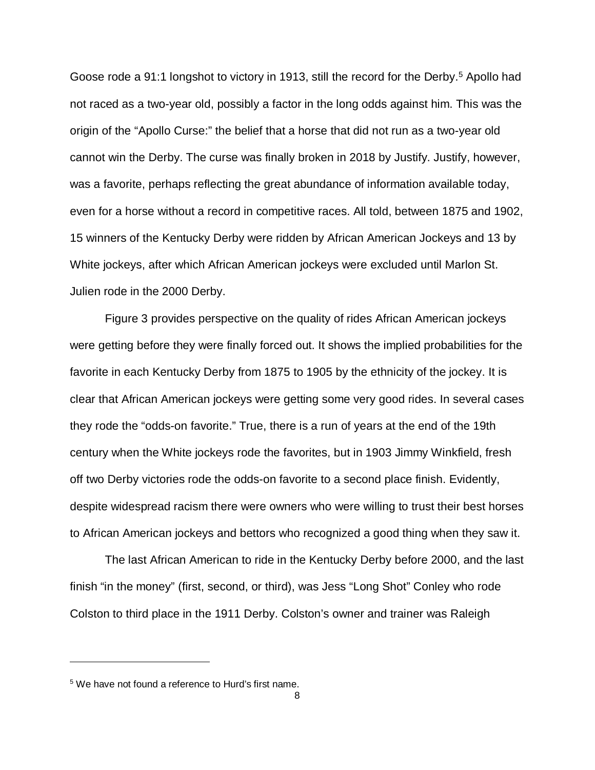Goose rode a 91:1 longshot to victory in 1913, still the record for the Derby.[5] Apollo had not raced as a two-year old, possibly a factor in the long odds against him. This was the origin of the "Apollo Curse:" the belief that a horse that did not run as a two-year old cannot win the Derby. The curse was finally broken in 2018 by Justify. Justify, however, was a favorite, perhaps reflecting the great abundance of information available today, even for a horse without a record in competitive races. All told, between 1875 and 1902, 15 winners of the Kentucky Derby were ridden by African American Jockeys and 13 by White jockeys, after which African American jockeys were excluded until Marlon St. Julien rode in the 2000 Derby.

Figure 3 provides perspective on the quality of rides African American jockeys were getting before they were finally forced out. It shows the implied probabilities for the favorite in each Kentucky Derby from 1875 to 1905 by the ethnicity of the jockey. It is clear that African American jockeys were getting some very good rides. In several cases they rode the "odds-on favorite." True, there is a run of years at the end of the 19th century when the White jockeys rode the favorites, but in 1903 Jimmy Winkfield, fresh off two Derby victories rode the odds-on favorite to a second place finish. Evidently, despite widespread racism there were owners who were willing to trust their best horses to African American jockeys and bettors who recognized a good thing when they saw it.

The last African American to ride in the Kentucky Derby before 2000, and the last finish "in the money" (first, second, or third), was Jess "Long Shot" Conley who rode Colston to third place in the 1911 Derby. Colston's owner and trainer was Raleigh

[5] We have not found a reference to Hurd's first name.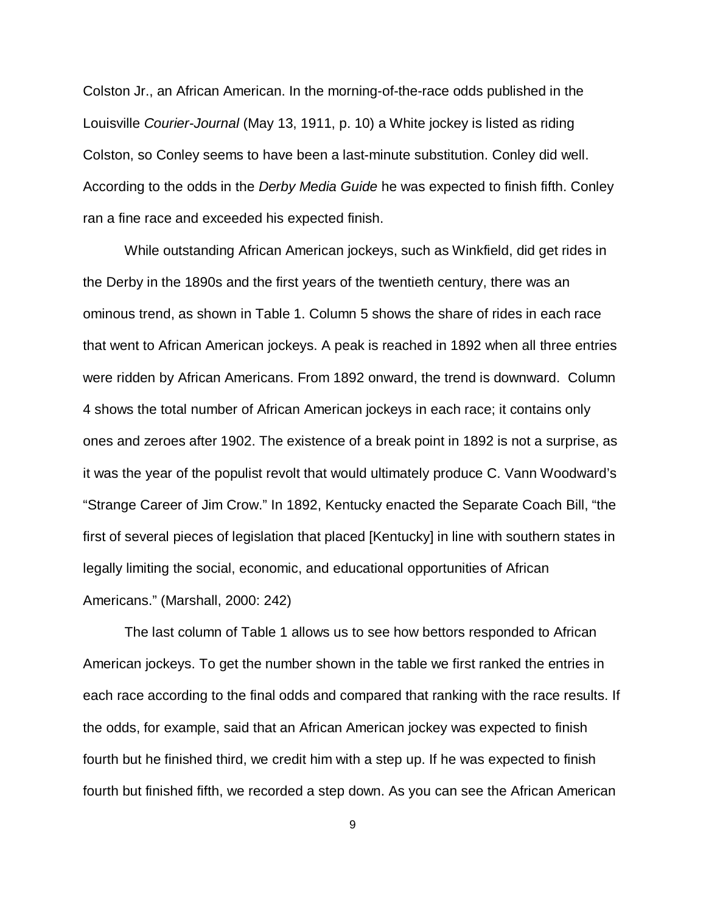Colston Jr., an African American. In the morning-of-the-race odds published in the Louisville *Courier-Journal* (May 13, 1911, p. 10) a White jockey is listed as riding Colston, so Conley seems to have been a last-minute substitution. Conley did well. According to the odds in the *Derby Media Guide* he was expected to finish fifth. Conley ran a fine race and exceeded his expected finish.

While outstanding African American jockeys, such as Winkfield, did get rides in the Derby in the 1890s and the first years of the twentieth century, there was an ominous trend, as shown in Table 1. Column 5 shows the share of rides in each race that went to African American jockeys. A peak is reached in 1892 when all three entries were ridden by African Americans. From 1892 onward, the trend is downward. Column 4 shows the total number of African American jockeys in each race; it contains only ones and zeroes after 1902. The existence of a break point in 1892 is not a surprise, as it was the year of the populist revolt that would ultimately produce C. Vann Woodward's "Strange Career of Jim Crow." In 1892, Kentucky enacted the Separate Coach Bill, "the first of several pieces of legislation that placed [Kentucky] in line with southern states in legally limiting the social, economic, and educational opportunities of African Americans." (Marshall, 2000: 242)

The last column of Table 1 allows us to see how bettors responded to African American jockeys. To get the number shown in the table we first ranked the entries in each race according to the final odds and compared that ranking with the race results. If the odds, for example, said that an African American jockey was expected to finish fourth but he finished third, we credit him with a step up. If he was expected to finish fourth but finished fifth, we recorded a step down. As you can see the African American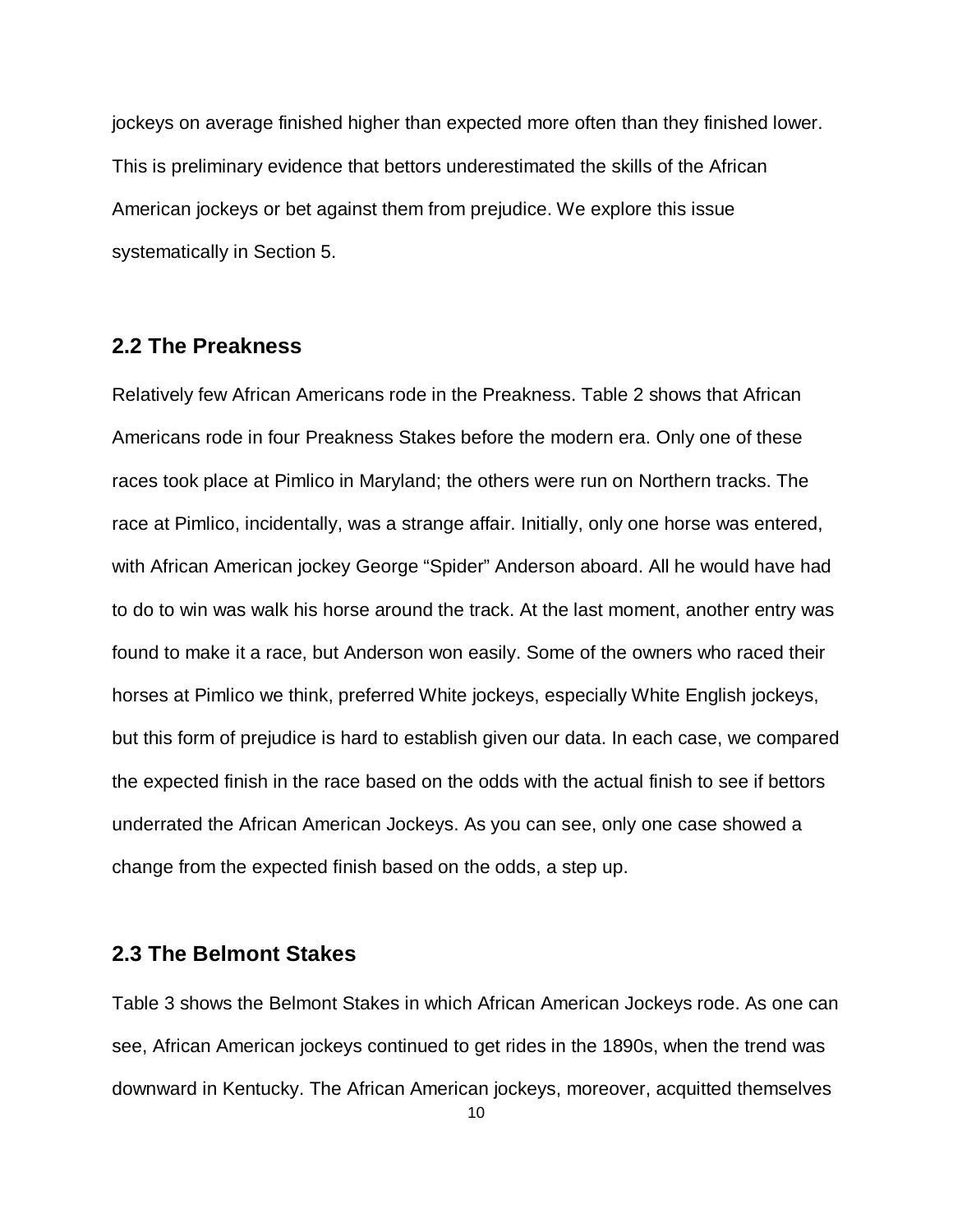jockeys on average finished higher than expected more often than they finished lower. This is preliminary evidence that bettors underestimated the skills of the African American jockeys or bet against them from prejudice. We explore this issue systematically in Section 5.

## 2.2 The Preakness

Relatively few African Americans rode in the Preakness. Table 2 shows that African Americans rode in four Preakness Stakes before the modern era. Only one of these races took place at Pimlico in Maryland; the others were run on Northern tracks. The race at Pimlico, incidentally, was a strange affair. Initially, only one horse was entered, with African American jockey George "Spider" Anderson aboard. All he would have had to do to win was walk his horse around the track. At the last moment, another entry was found to make it a race, but Anderson won easily. Some of the owners who raced their horses at Pimlico we think, preferred White jockeys, especially White English jockeys, but this form of prejudice is hard to establish given our data. In each case, we compared the expected finish in the race based on the odds with the actual finish to see if bettors underrated the African American Jockeys. As you can see, only one case showed a change from the expected finish based on the odds, a step up.

## 2.3 The Belmont Stakes

Table 3 shows the Belmont Stakes in which African American Jockeys rode. As one can see, African American jockeys continued to get rides in the 1890s, when the trend was downward in Kentucky. The African American jockeys, moreover, acquitted themselves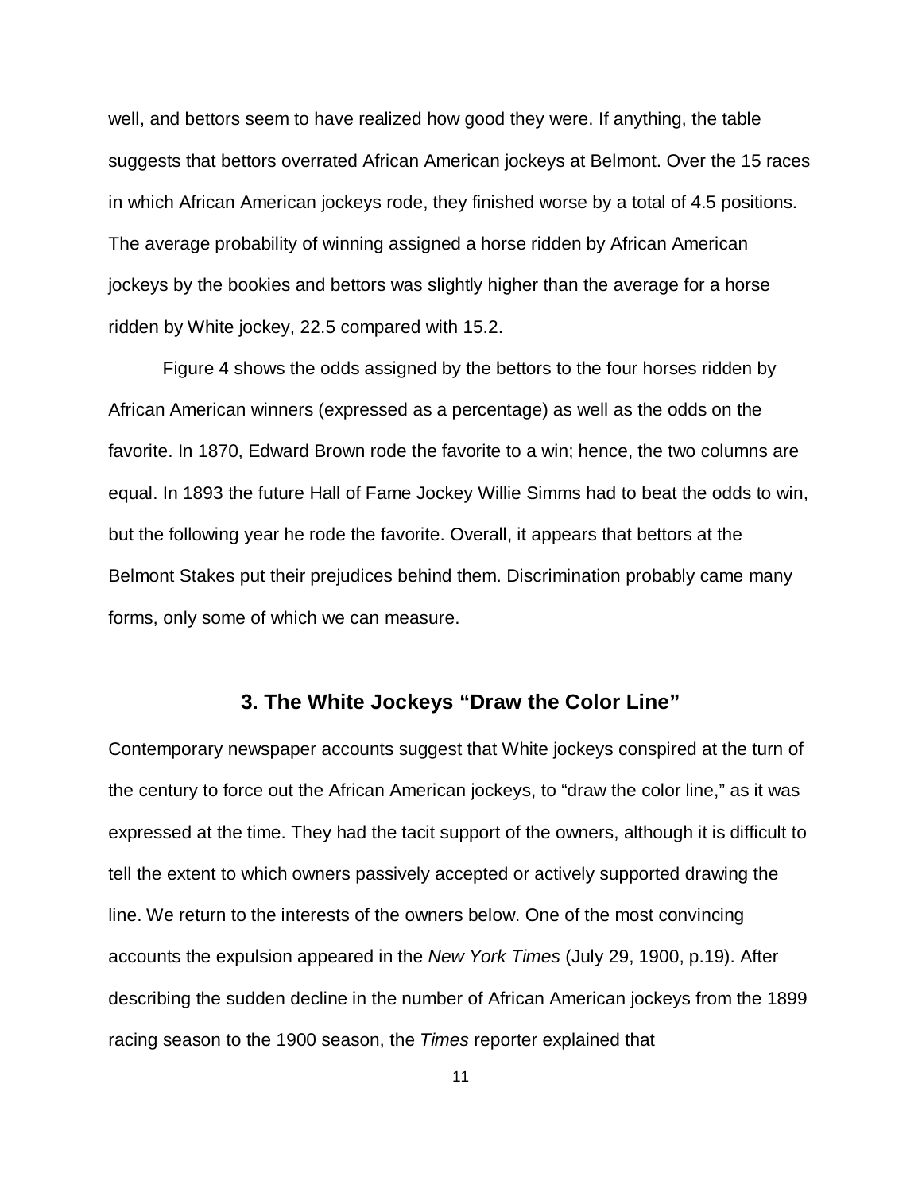well, and bettors seem to have realized how good they were. If anything, the table suggests that bettors overrated African American jockeys at Belmont. Over the 15 races in which African American jockeys rode, they finished worse by a total of 4.5 positions. The average probability of winning assigned a horse ridden by African American jockeys by the bookies and bettors was slightly higher than the average for a horse ridden by White jockey, 22.5 compared with 15.2.

Figure 4 shows the odds assigned by the bettors to the four horses ridden by African American winners (expressed as a percentage) as well as the odds on the favorite. In 1870, Edward Brown rode the favorite to a win; hence, the two columns are equal. In 1893 the future Hall of Fame Jockey Willie Simms had to beat the odds to win, but the following year he rode the favorite. Overall, it appears that bettors at the Belmont Stakes put their prejudices behind them. Discrimination probably came many forms, only some of which we can measure.

## 3. The White Jockeys "Draw the Color Line"

Contemporary newspaper accounts suggest that White jockeys conspired at the turn of the century to force out the African American jockeys, to "draw the color line," as it was expressed at the time. They had the tacit support of the owners, although it is difficult to tell the extent to which owners passively accepted or actively supported drawing the line. We return to the interests of the owners below. One of the most convincing accounts the expulsion appeared in the *New York Times* (July 29, 1900, p.19). After describing the sudden decline in the number of African American jockeys from the 1899 racing season to the 1900 season, the *Times* reporter explained that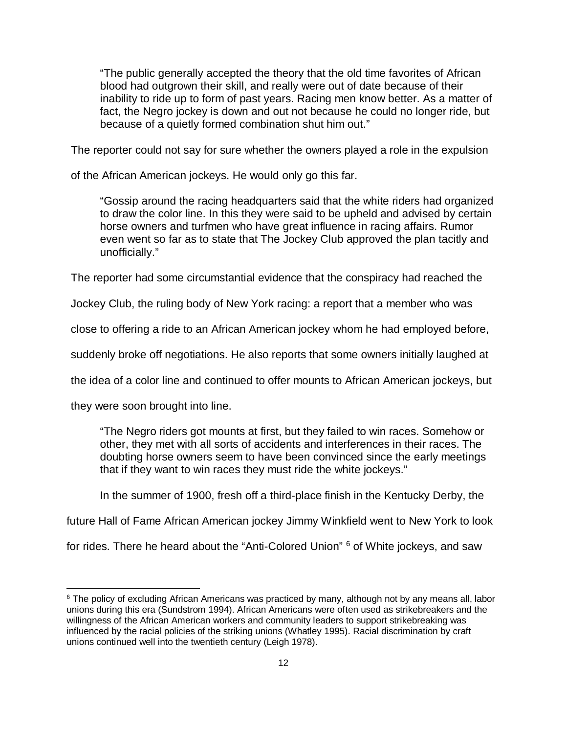> "The public generally accepted the theory that the old time favorites of African blood had outgrown their skill, and really were out of date because of their inability to ride up to form of past years. Racing men know better. As a matter of fact, the Negro jockey is down and out not because he could no longer ride, but because of a quietly formed combination shut him out."

The reporter could not say for sure whether the owners played a role in the expulsion of the African American jockeys. He would only go this far.

> "Gossip around the racing headquarters said that the white riders had organized to draw the color line. In this they were said to be upheld and advised by certain horse owners and turfmen who have great influence in racing affairs. Rumor even went so far as to state that The Jockey Club approved the plan tacitly and unofficially."

The reporter had some circumstantial evidence that the conspiracy had reached the Jockey Club, the ruling body of New York racing: a report that a member who was close to offering a ride to an African American jockey whom he had employed before, suddenly broke off negotiations. He also reports that some owners initially laughed at the idea of a color line and continued to offer mounts to African American jockeys, but they were soon brought into line.

> "The Negro riders got mounts at first, but they failed to win races. Somehow or other, they met with all sorts of accidents and interferences in their races. The doubting horse owners seem to have been convinced since the early meetings that if they want to win races they must ride the white jockeys."

In the summer of 1900, fresh off a third-place finish in the Kentucky Derby, the future Hall of Fame African American jockey Jimmy Winkfield went to New York to look for rides. There he heard about the "Anti-Colored Union" [6] of White jockeys, and saw

---

[6] The policy of excluding African Americans was practiced by many, although not by any means all, labor unions during this era (Sundstrom 1994). African Americans were often used as strikebreakers and the willingness of the African American workers and community leaders to support strikebreaking was influenced by the racial policies of the striking unions (Whatley 1995). Racial discrimination by craft unions continued well into the twentieth century (Leigh 1978).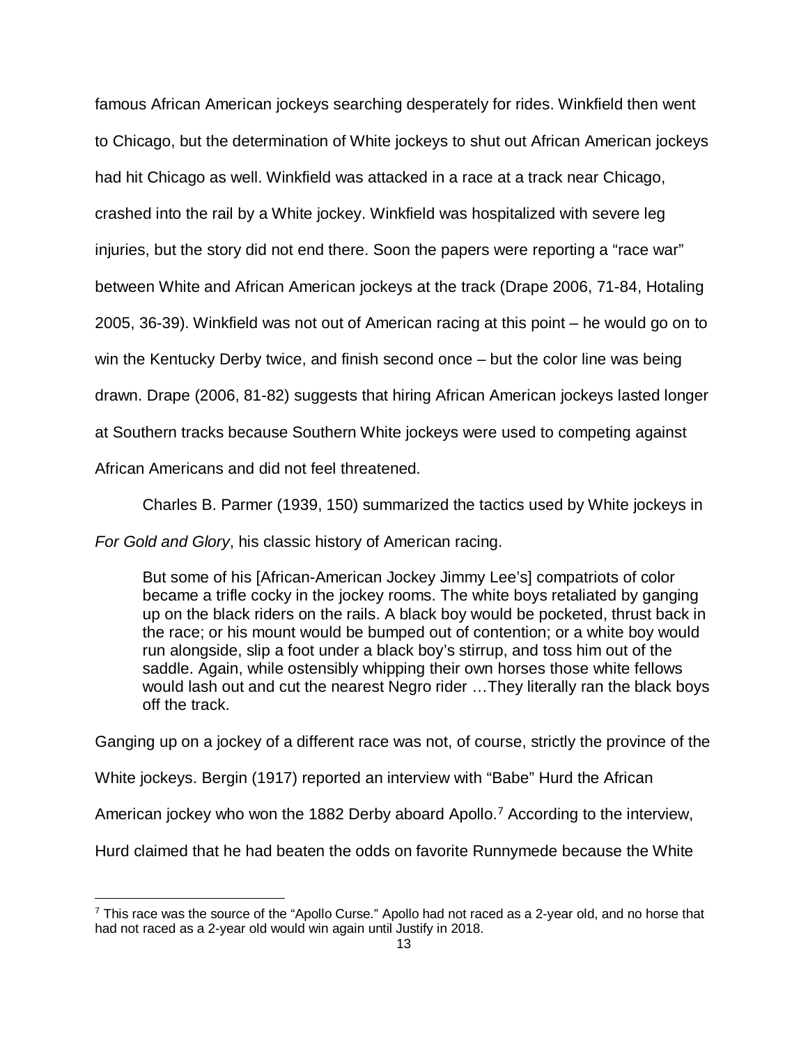famous African American jockeys searching desperately for rides. Winkfield then went to Chicago, but the determination of White jockeys to shut out African American jockeys had hit Chicago as well. Winkfield was attacked in a race at a track near Chicago, crashed into the rail by a White jockey. Winkfield was hospitalized with severe leg injuries, but the story did not end there. Soon the papers were reporting a "race war" between White and African American jockeys at the track (Drape 2006, 71-84, Hotaling 2005, 36-39). Winkfield was not out of American racing at this point – he would go on to win the Kentucky Derby twice, and finish second once – but the color line was being drawn. Drape (2006, 81-82) suggests that hiring African American jockeys lasted longer at Southern tracks because Southern White jockeys were used to competing against African Americans and did not feel threatened.

Charles B. Parmer (1939, 150) summarized the tactics used by White jockeys in *For Gold and Glory*, his classic history of American racing.

> But some of his [African-American Jockey Jimmy Lee's] compatriots of color became a trifle cocky in the jockey rooms. The white boys retaliated by ganging up on the black riders on the rails. A black boy would be pocketed, thrust back in the race; or his mount would be bumped out of contention; or a white boy would run alongside, slip a foot under a black boy's stirrup, and toss him out of the saddle. Again, while ostensibly whipping their own horses those white fellows would lash out and cut the nearest Negro rider …They literally ran the black boys off the track.

Ganging up on a jockey of a different race was not, of course, strictly the province of the White jockeys. Bergin (1917) reported an interview with "Babe" Hurd the African American jockey who won the 1882 Derby aboard Apollo.[7] According to the interview, Hurd claimed that he had beaten the odds on favorite Runnymede because the White

[7] This race was the source of the "Apollo Curse." Apollo had not raced as a 2-year old, and no horse that had not raced as a 2-year old would win again until Justify in 2018.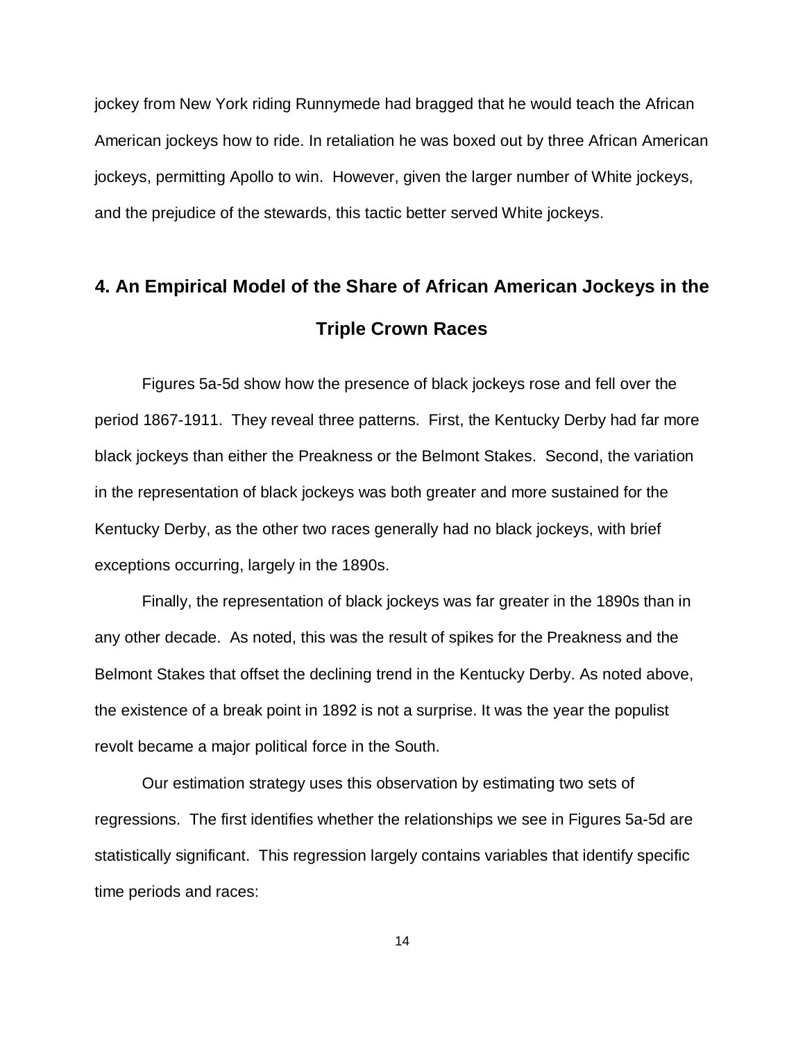jockey from New York riding Runnymede had bragged that he would teach the African American jockeys how to ride. In retaliation he was boxed out by three African American jockeys, permitting Apollo to win. However, given the larger number of White jockeys, and the prejudice of the stewards, this tactic better served White jockeys.

## 4. An Empirical Model of the Share of African American Jockeys in the Triple Crown Races

Figures 5a-5d show how the presence of black jockeys rose and fell over the period 1867-1911. They reveal three patterns. First, the Kentucky Derby had far more black jockeys than either the Preakness or the Belmont Stakes. Second, the variation in the representation of black jockeys was both greater and more sustained for the Kentucky Derby, as the other two races generally had no black jockeys, with brief exceptions occurring, largely in the 1890s.

Finally, the representation of black jockeys was far greater in the 1890s than in any other decade. As noted, this was the result of spikes for the Preakness and the Belmont Stakes that offset the declining trend in the Kentucky Derby. As noted above, the existence of a break point in 1892 is not a surprise. It was the year the populist revolt became a major political force in the South.

Our estimation strategy uses this observation by estimating two sets of regressions. The first identifies whether the relationships we see in Figures 5a-5d are statistically significant. This regression largely contains variables that identify specific time periods and races: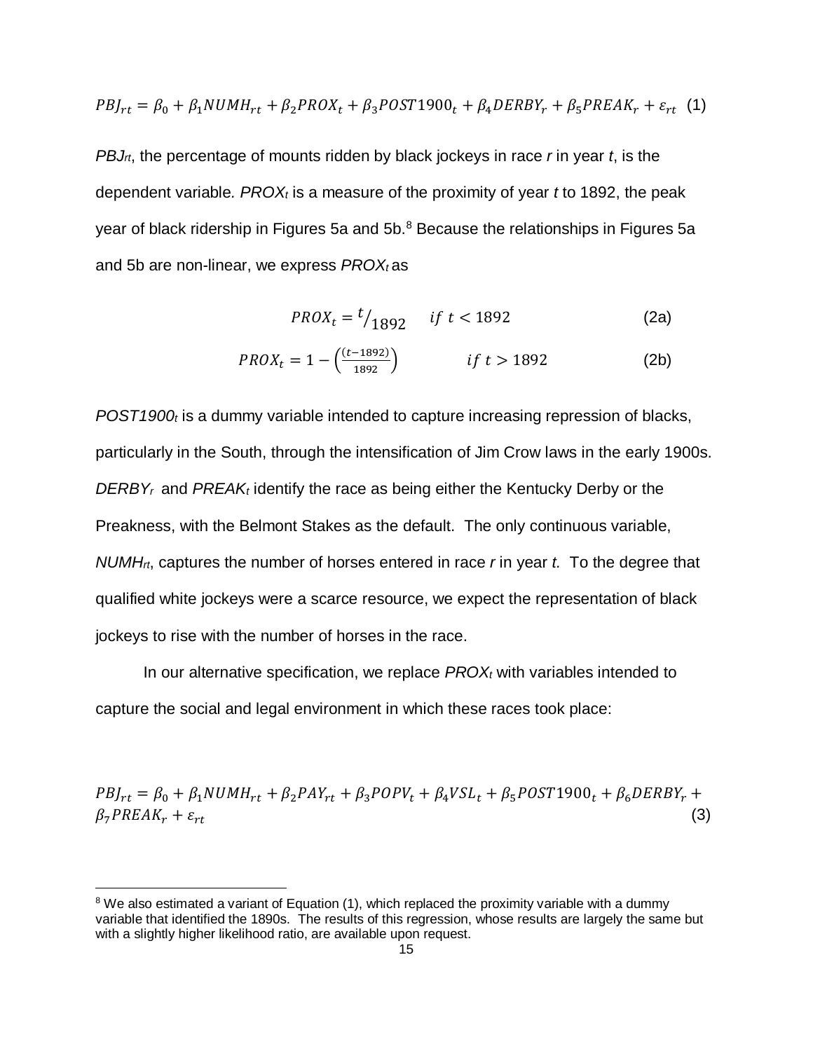$$PBJ_{rt} = \beta_0 + \beta_1 NUMH_{rt} + \beta_2 PROX_t + \beta_3 POST1900_t + \beta_4 DERBY_r + \beta_5 PREAK_r + \varepsilon_{rt} \quad (1)$$

$PBJ_{rt}$, the percentage of mounts ridden by black jockeys in race *r* in year *t*, is the dependent variable. $PROX_t$ is a measure of the proximity of year *t* to 1892, the peak year of black ridership in Figures 5a and 5b.[8] Because the relationships in Figures 5a and 5b are non-linear, we express $PROX_t$ as

$$PROX_t = {}^{t}/_{1892} \quad if\ t < 1892 \quad (2a)$$

$$PROX_t = 1 - \left(\frac{(t-1892)}{1892}\right) \quad if\ t > 1892 \quad (2b)$$

$POST1900_t$ is a dummy variable intended to capture increasing repression of blacks, particularly in the South, through the intensification of Jim Crow laws in the early 1900s. $DERBY_r$ and $PREAK_t$ identify the race as being either the Kentucky Derby or the Preakness, with the Belmont Stakes as the default. The only continuous variable, $NUMH_{rt}$, captures the number of horses entered in race *r* in year *t.* To the degree that qualified white jockeys were a scarce resource, we expect the representation of black jockeys to rise with the number of horses in the race.

In our alternative specification, we replace $PROX_t$ with variables intended to capture the social and legal environment in which these races took place:

$$PBJ_{rt} = \beta_0 + \beta_1 NUMH_{rt} + \beta_2 PAY_{rt} + \beta_3 POPV_t + \beta_4 VSL_t + \beta_5 POST1900_t + \beta_6 DERBY_r + \beta_7 PREAK_r + \varepsilon_{rt} \quad (3)$$

[8] We also estimated a variant of Equation (1), which replaced the proximity variable with a dummy variable that identified the 1890s. The results of this regression, whose results are largely the same but with a slightly higher likelihood ratio, are available upon request.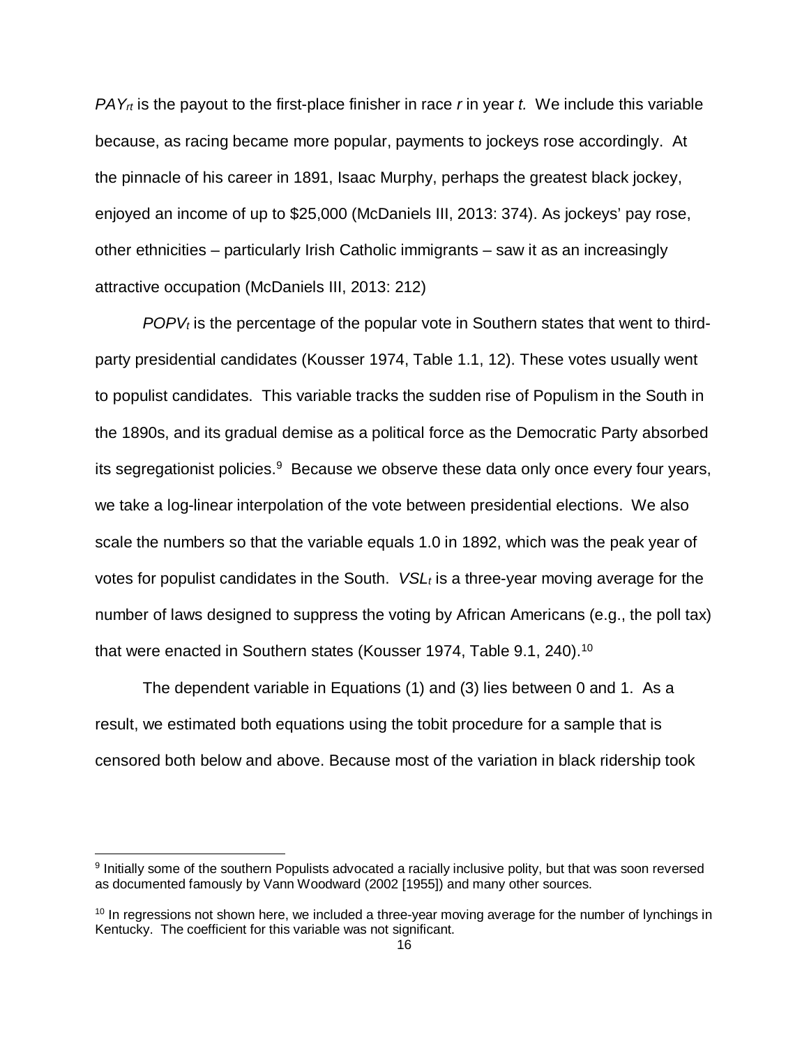$PAY_{rt}$ is the payout to the first-place finisher in race $r$ in year $t$. We include this variable because, as racing became more popular, payments to jockeys rose accordingly. At the pinnacle of his career in 1891, Isaac Murphy, perhaps the greatest black jockey, enjoyed an income of up to $25,000 (McDaniels III, 2013: 374). As jockeys' pay rose, other ethnicities – particularly Irish Catholic immigrants – saw it as an increasingly attractive occupation (McDaniels III, 2013: 212)

$POPV_t$ is the percentage of the popular vote in Southern states that went to third-party presidential candidates (Kousser 1974, Table 1.1, 12). These votes usually went to populist candidates. This variable tracks the sudden rise of Populism in the South in the 1890s, and its gradual demise as a political force as the Democratic Party absorbed its segregationist policies.[9] Because we observe these data only once every four years, we take a log-linear interpolation of the vote between presidential elections. We also scale the numbers so that the variable equals 1.0 in 1892, which was the peak year of votes for populist candidates in the South. $VSL_t$ is a three-year moving average for the number of laws designed to suppress the voting by African Americans (e.g., the poll tax) that were enacted in Southern states (Kousser 1974, Table 9.1, 240).[10]

The dependent variable in Equations (1) and (3) lies between 0 and 1. As a result, we estimated both equations using the tobit procedure for a sample that is censored both below and above. Because most of the variation in black ridership took

---

[9] Initially some of the southern Populists advocated a racially inclusive polity, but that was soon reversed as documented famously by Vann Woodward (2002 [1955]) and many other sources.

[10] In regressions not shown here, we included a three-year moving average for the number of lynchings in Kentucky. The coefficient for this variable was not significant.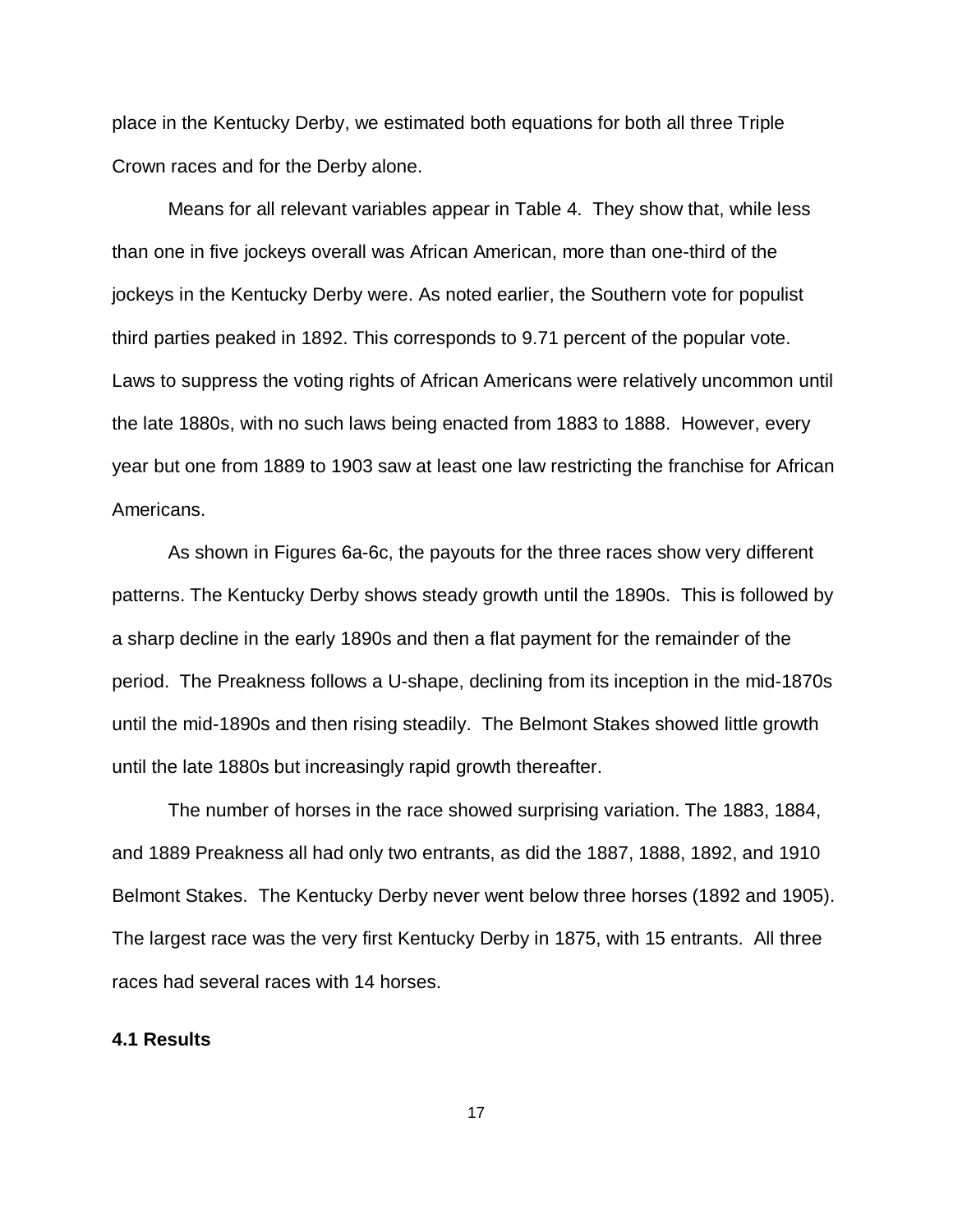place in the Kentucky Derby, we estimated both equations for both all three Triple Crown races and for the Derby alone.

Means for all relevant variables appear in Table 4. They show that, while less than one in five jockeys overall was African American, more than one-third of the jockeys in the Kentucky Derby were. As noted earlier, the Southern vote for populist third parties peaked in 1892. This corresponds to 9.71 percent of the popular vote. Laws to suppress the voting rights of African Americans were relatively uncommon until the late 1880s, with no such laws being enacted from 1883 to 1888. However, every year but one from 1889 to 1903 saw at least one law restricting the franchise for African Americans.

As shown in Figures 6a-6c, the payouts for the three races show very different patterns. The Kentucky Derby shows steady growth until the 1890s. This is followed by a sharp decline in the early 1890s and then a flat payment for the remainder of the period. The Preakness follows a U-shape, declining from its inception in the mid-1870s until the mid-1890s and then rising steadily. The Belmont Stakes showed little growth until the late 1880s but increasingly rapid growth thereafter.

The number of horses in the race showed surprising variation. The 1883, 1884, and 1889 Preakness all had only two entrants, as did the 1887, 1888, 1892, and 1910 Belmont Stakes. The Kentucky Derby never went below three horses (1892 and 1905). The largest race was the very first Kentucky Derby in 1875, with 15 entrants. All three races had several races with 14 horses.

### 4.1 Results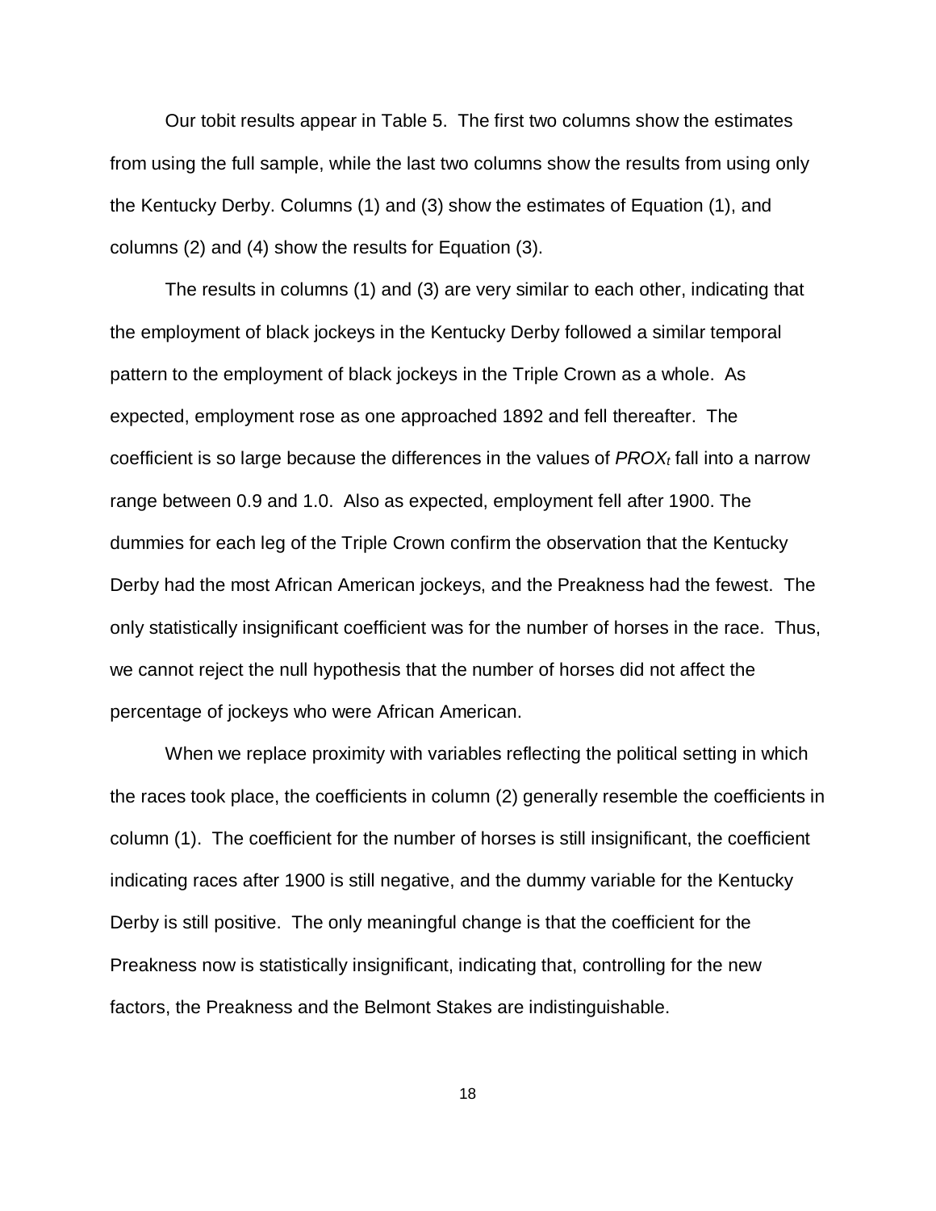Our tobit results appear in Table 5. The first two columns show the estimates from using the full sample, while the last two columns show the results from using only the Kentucky Derby. Columns (1) and (3) show the estimates of Equation (1), and columns (2) and (4) show the results for Equation (3).

The results in columns (1) and (3) are very similar to each other, indicating that the employment of black jockeys in the Kentucky Derby followed a similar temporal pattern to the employment of black jockeys in the Triple Crown as a whole. As expected, employment rose as one approached 1892 and fell thereafter. The coefficient is so large because the differences in the values of $PROX_t$ fall into a narrow range between 0.9 and 1.0. Also as expected, employment fell after 1900. The dummies for each leg of the Triple Crown confirm the observation that the Kentucky Derby had the most African American jockeys, and the Preakness had the fewest. The only statistically insignificant coefficient was for the number of horses in the race. Thus, we cannot reject the null hypothesis that the number of horses did not affect the percentage of jockeys who were African American.

When we replace proximity with variables reflecting the political setting in which the races took place, the coefficients in column (2) generally resemble the coefficients in column (1). The coefficient for the number of horses is still insignificant, the coefficient indicating races after 1900 is still negative, and the dummy variable for the Kentucky Derby is still positive. The only meaningful change is that the coefficient for the Preakness now is statistically insignificant, indicating that, controlling for the new factors, the Preakness and the Belmont Stakes are indistinguishable.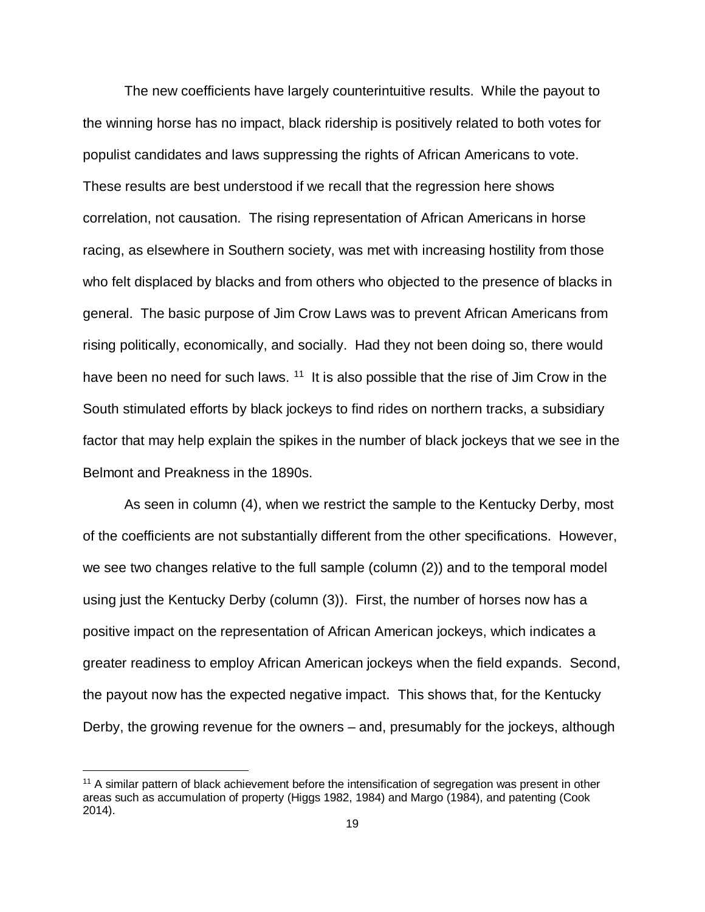The new coefficients have largely counterintuitive results. While the payout to the winning horse has no impact, black ridership is positively related to both votes for populist candidates and laws suppressing the rights of African Americans to vote. These results are best understood if we recall that the regression here shows correlation, not causation. The rising representation of African Americans in horse racing, as elsewhere in Southern society, was met with increasing hostility from those who felt displaced by blacks and from others who objected to the presence of blacks in general. The basic purpose of Jim Crow Laws was to prevent African Americans from rising politically, economically, and socially. Had they not been doing so, there would have been no need for such laws. [11] It is also possible that the rise of Jim Crow in the South stimulated efforts by black jockeys to find rides on northern tracks, a subsidiary factor that may help explain the spikes in the number of black jockeys that we see in the Belmont and Preakness in the 1890s.

As seen in column (4), when we restrict the sample to the Kentucky Derby, most of the coefficients are not substantially different from the other specifications. However, we see two changes relative to the full sample (column (2)) and to the temporal model using just the Kentucky Derby (column (3)). First, the number of horses now has a positive impact on the representation of African American jockeys, which indicates a greater readiness to employ African American jockeys when the field expands. Second, the payout now has the expected negative impact. This shows that, for the Kentucky Derby, the growing revenue for the owners – and, presumably for the jockeys, although

[11] A similar pattern of black achievement before the intensification of segregation was present in other areas such as accumulation of property (Higgs 1982, 1984) and Margo (1984), and patenting (Cook 2014).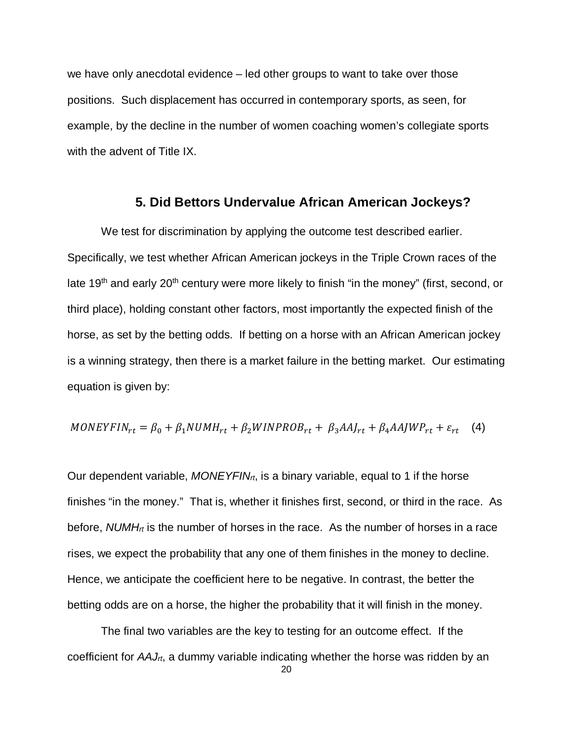we have only anecdotal evidence – led other groups to want to take over those positions. Such displacement has occurred in contemporary sports, as seen, for example, by the decline in the number of women coaching women's collegiate sports with the advent of Title IX.

## 5. Did Bettors Undervalue African American Jockeys?

We test for discrimination by applying the outcome test described earlier. Specifically, we test whether African American jockeys in the Triple Crown races of the late 19th and early 20th century were more likely to finish "in the money" (first, second, or third place), holding constant other factors, most importantly the expected finish of the horse, as set by the betting odds. If betting on a horse with an African American jockey is a winning strategy, then there is a market failure in the betting market. Our estimating equation is given by:

$$MONEYFIN_{rt} = \beta_0 + \beta_1 NUMH_{rt} + \beta_2 WINPROB_{rt} + \beta_3 AAJ_{rt} + \beta_4 AAJWP_{rt} + \varepsilon_{rt} \quad (4)$$

Our dependent variable, $MONEYFIN_{rt}$, is a binary variable, equal to 1 if the horse finishes "in the money." That is, whether it finishes first, second, or third in the race. As before, $NUMH_{rt}$ is the number of horses in the race. As the number of horses in a race rises, we expect the probability that any one of them finishes in the money to decline. Hence, we anticipate the coefficient here to be negative. In contrast, the better the betting odds are on a horse, the higher the probability that it will finish in the money.

The final two variables are the key to testing for an outcome effect. If the coefficient for $AAJ_{rt}$, a dummy variable indicating whether the horse was ridden by an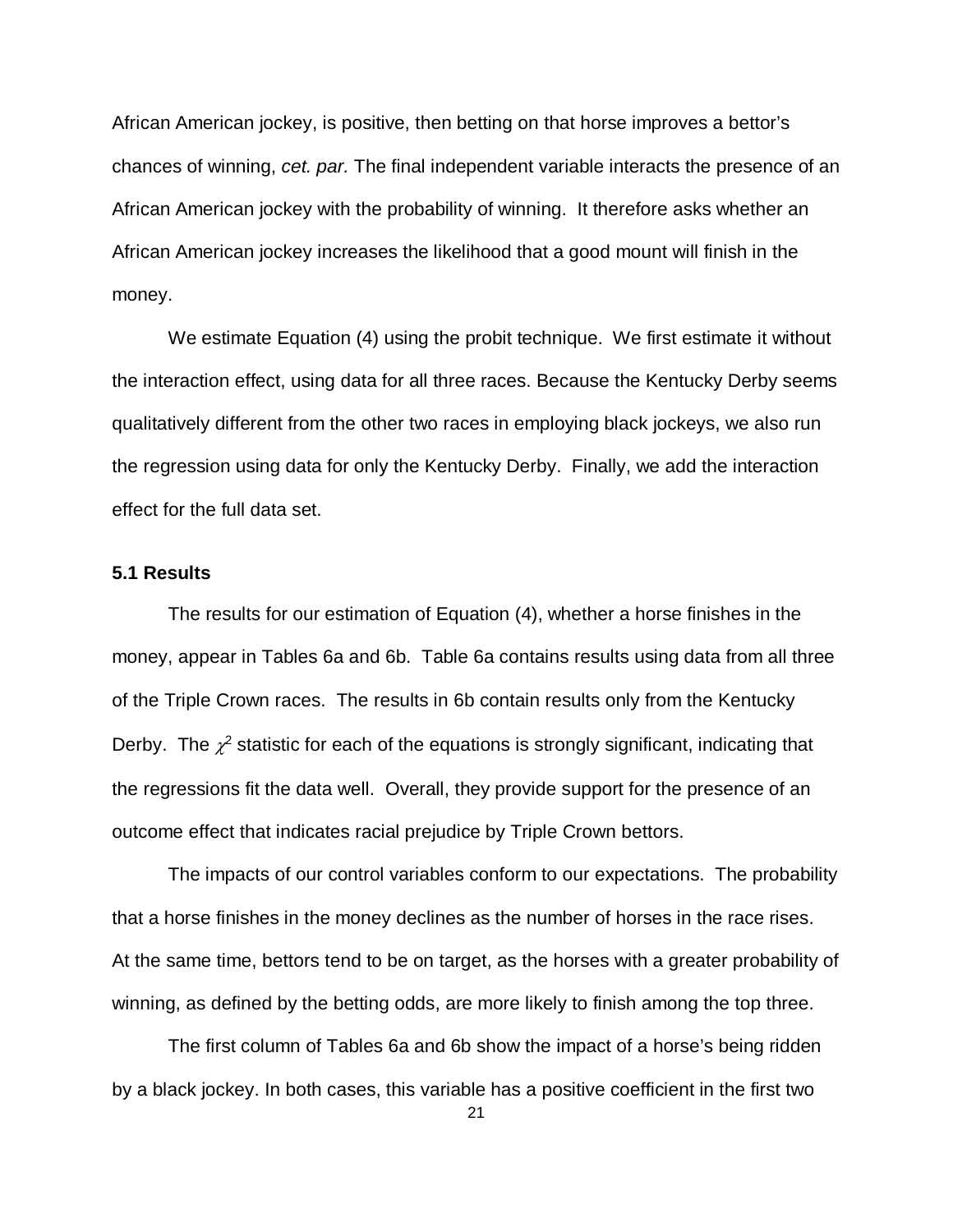African American jockey, is positive, then betting on that horse improves a bettor's chances of winning, *cet. par.* The final independent variable interacts the presence of an African American jockey with the probability of winning. It therefore asks whether an African American jockey increases the likelihood that a good mount will finish in the money.

We estimate Equation (4) using the probit technique. We first estimate it without the interaction effect, using data for all three races. Because the Kentucky Derby seems qualitatively different from the other two races in employing black jockeys, we also run the regression using data for only the Kentucky Derby. Finally, we add the interaction effect for the full data set.

### 5.1 Results

The results for our estimation of Equation (4), whether a horse finishes in the money, appear in Tables 6a and 6b. Table 6a contains results using data from all three of the Triple Crown races. The results in 6b contain results only from the Kentucky Derby. The $\chi^2$ statistic for each of the equations is strongly significant, indicating that the regressions fit the data well. Overall, they provide support for the presence of an outcome effect that indicates racial prejudice by Triple Crown bettors.

The impacts of our control variables conform to our expectations. The probability that a horse finishes in the money declines as the number of horses in the race rises. At the same time, bettors tend to be on target, as the horses with a greater probability of winning, as defined by the betting odds, are more likely to finish among the top three.

The first column of Tables 6a and 6b show the impact of a horse's being ridden by a black jockey. In both cases, this variable has a positive coefficient in the first two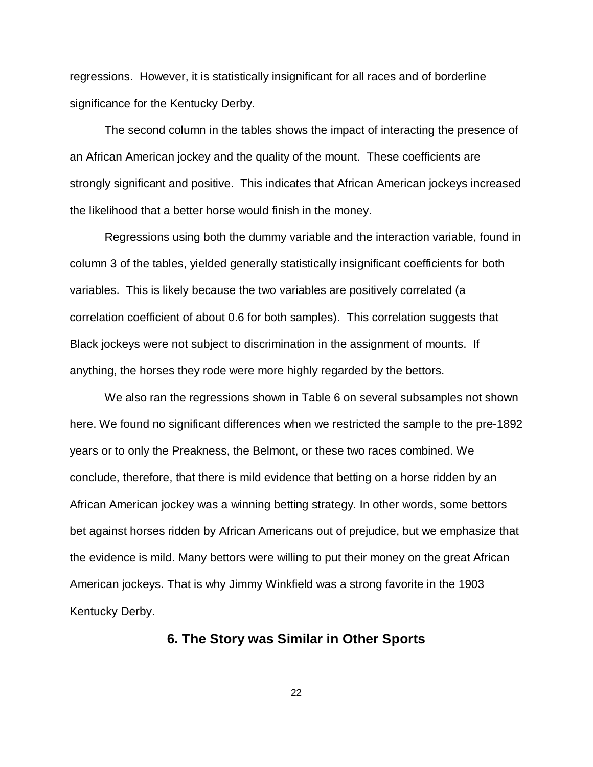regressions. However, it is statistically insignificant for all races and of borderline significance for the Kentucky Derby.

The second column in the tables shows the impact of interacting the presence of an African American jockey and the quality of the mount. These coefficients are strongly significant and positive. This indicates that African American jockeys increased the likelihood that a better horse would finish in the money.

Regressions using both the dummy variable and the interaction variable, found in column 3 of the tables, yielded generally statistically insignificant coefficients for both variables. This is likely because the two variables are positively correlated (a correlation coefficient of about 0.6 for both samples). This correlation suggests that Black jockeys were not subject to discrimination in the assignment of mounts. If anything, the horses they rode were more highly regarded by the bettors.

We also ran the regressions shown in Table 6 on several subsamples not shown here. We found no significant differences when we restricted the sample to the pre-1892 years or to only the Preakness, the Belmont, or these two races combined. We conclude, therefore, that there is mild evidence that betting on a horse ridden by an African American jockey was a winning betting strategy. In other words, some bettors bet against horses ridden by African Americans out of prejudice, but we emphasize that the evidence is mild. Many bettors were willing to put their money on the great African American jockeys. That is why Jimmy Winkfield was a strong favorite in the 1903 Kentucky Derby.

## 6. The Story was Similar in Other Sports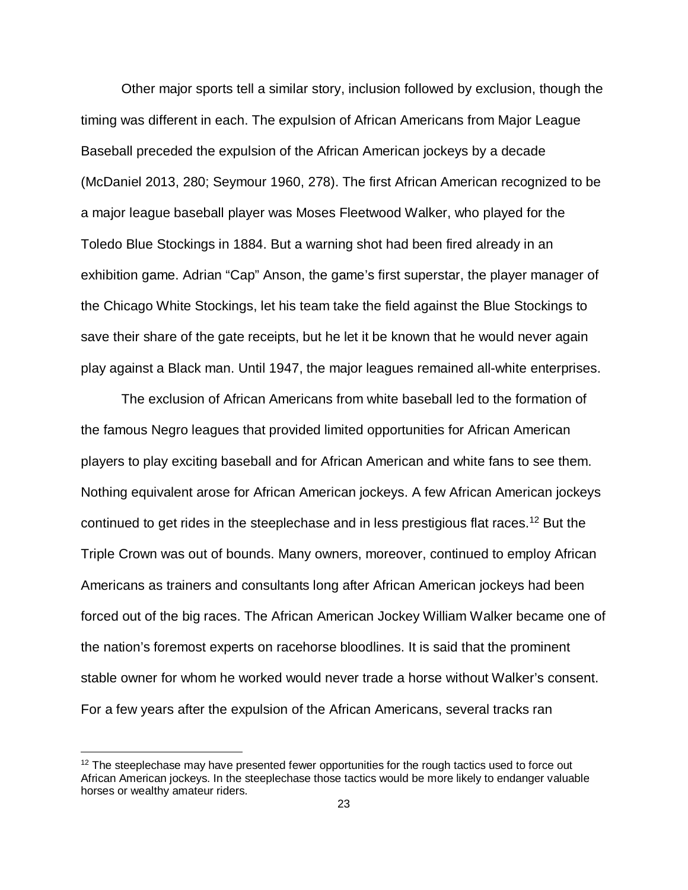Other major sports tell a similar story, inclusion followed by exclusion, though the timing was different in each. The expulsion of African Americans from Major League Baseball preceded the expulsion of the African American jockeys by a decade (McDaniel 2013, 280; Seymour 1960, 278). The first African American recognized to be a major league baseball player was Moses Fleetwood Walker, who played for the Toledo Blue Stockings in 1884. But a warning shot had been fired already in an exhibition game. Adrian "Cap" Anson, the game's first superstar, the player manager of the Chicago White Stockings, let his team take the field against the Blue Stockings to save their share of the gate receipts, but he let it be known that he would never again play against a Black man. Until 1947, the major leagues remained all-white enterprises.

The exclusion of African Americans from white baseball led to the formation of the famous Negro leagues that provided limited opportunities for African American players to play exciting baseball and for African American and white fans to see them. Nothing equivalent arose for African American jockeys. A few African American jockeys continued to get rides in the steeplechase and in less prestigious flat races.[12] But the Triple Crown was out of bounds. Many owners, moreover, continued to employ African Americans as trainers and consultants long after African American jockeys had been forced out of the big races. The African American Jockey William Walker became one of the nation's foremost experts on racehorse bloodlines. It is said that the prominent stable owner for whom he worked would never trade a horse without Walker's consent. For a few years after the expulsion of the African Americans, several tracks ran

[12] The steeplechase may have presented fewer opportunities for the rough tactics used to force out African American jockeys. In the steeplechase those tactics would be more likely to endanger valuable horses or wealthy amateur riders.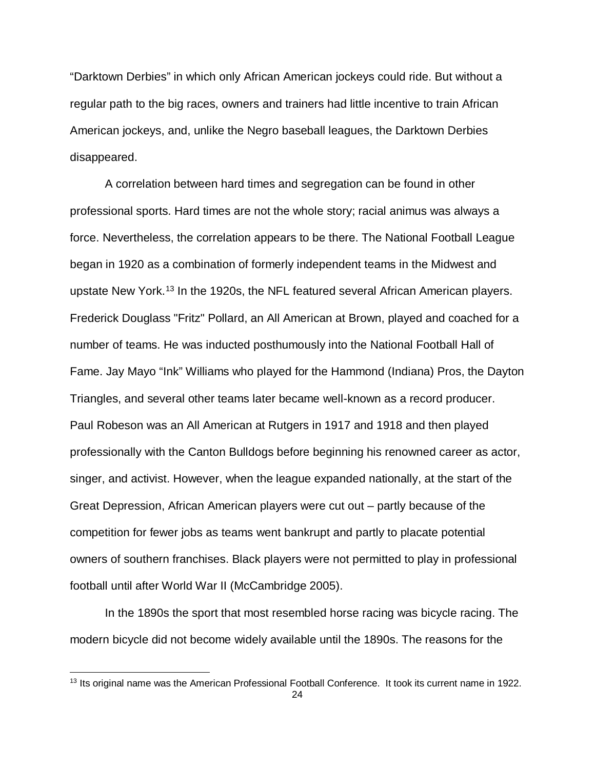"Darktown Derbies" in which only African American jockeys could ride. But without a regular path to the big races, owners and trainers had little incentive to train African American jockeys, and, unlike the Negro baseball leagues, the Darktown Derbies disappeared.

A correlation between hard times and segregation can be found in other professional sports. Hard times are not the whole story; racial animus was always a force. Nevertheless, the correlation appears to be there. The National Football League began in 1920 as a combination of formerly independent teams in the Midwest and upstate New York.[13] In the 1920s, the NFL featured several African American players. Frederick Douglass "Fritz" Pollard, an All American at Brown, played and coached for a number of teams. He was inducted posthumously into the National Football Hall of Fame. Jay Mayo "Ink" Williams who played for the Hammond (Indiana) Pros, the Dayton Triangles, and several other teams later became well-known as a record producer. Paul Robeson was an All American at Rutgers in 1917 and 1918 and then played professionally with the Canton Bulldogs before beginning his renowned career as actor, singer, and activist. However, when the league expanded nationally, at the start of the Great Depression, African American players were cut out – partly because of the competition for fewer jobs as teams went bankrupt and partly to placate potential owners of southern franchises. Black players were not permitted to play in professional football until after World War II (McCambridge 2005).

In the 1890s the sport that most resembled horse racing was bicycle racing. The modern bicycle did not become widely available until the 1890s. The reasons for the

[13] Its original name was the American Professional Football Conference. It took its current name in 1922.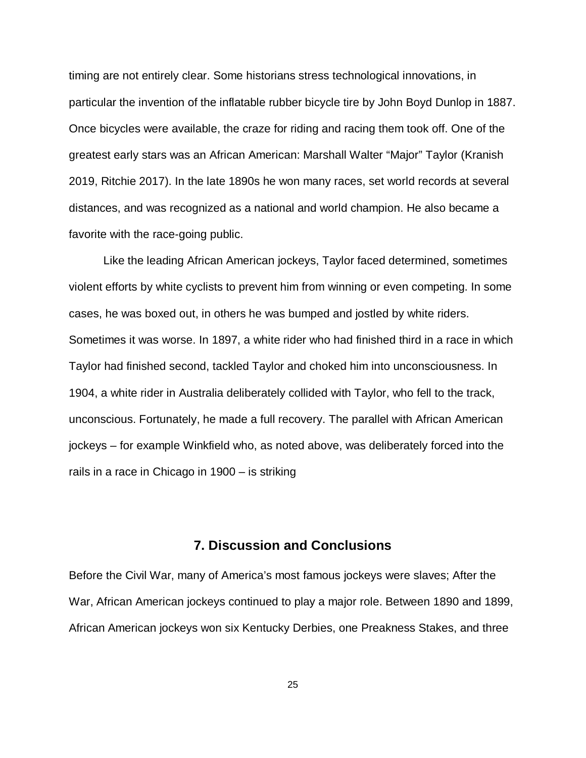timing are not entirely clear. Some historians stress technological innovations, in particular the invention of the inflatable rubber bicycle tire by John Boyd Dunlop in 1887. Once bicycles were available, the craze for riding and racing them took off. One of the greatest early stars was an African American: Marshall Walter "Major" Taylor (Kranish 2019, Ritchie 2017). In the late 1890s he won many races, set world records at several distances, and was recognized as a national and world champion. He also became a favorite with the race-going public.

Like the leading African American jockeys, Taylor faced determined, sometimes violent efforts by white cyclists to prevent him from winning or even competing. In some cases, he was boxed out, in others he was bumped and jostled by white riders. Sometimes it was worse. In 1897, a white rider who had finished third in a race in which Taylor had finished second, tackled Taylor and choked him into unconsciousness. In 1904, a white rider in Australia deliberately collided with Taylor, who fell to the track, unconscious. Fortunately, he made a full recovery. The parallel with African American jockeys – for example Winkfield who, as noted above, was deliberately forced into the rails in a race in Chicago in 1900 – is striking

## 7. Discussion and Conclusions

Before the Civil War, many of America's most famous jockeys were slaves; After the War, African American jockeys continued to play a major role. Between 1890 and 1899, African American jockeys won six Kentucky Derbies, one Preakness Stakes, and three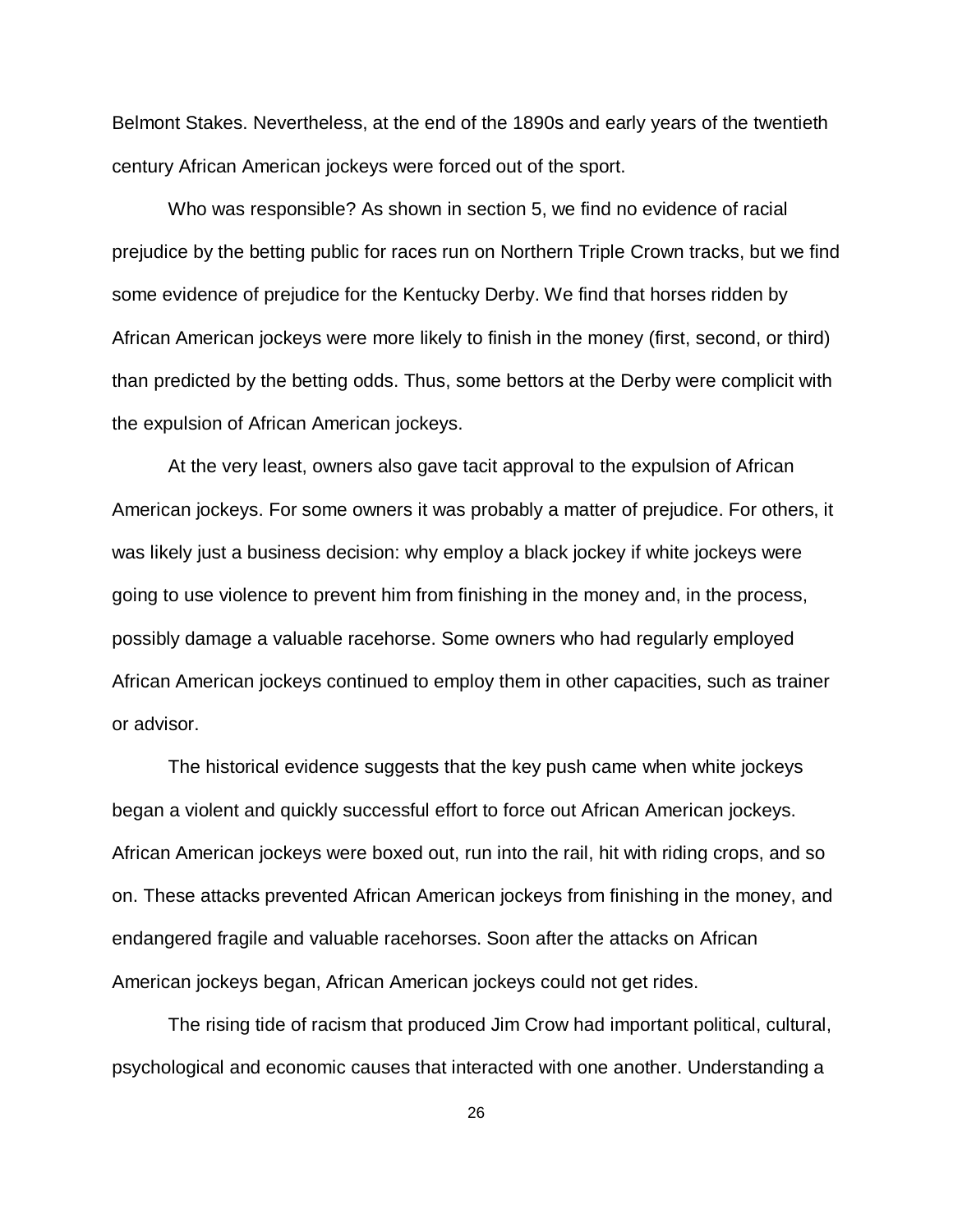Belmont Stakes. Nevertheless, at the end of the 1890s and early years of the twentieth century African American jockeys were forced out of the sport.

Who was responsible? As shown in section 5, we find no evidence of racial prejudice by the betting public for races run on Northern Triple Crown tracks, but we find some evidence of prejudice for the Kentucky Derby. We find that horses ridden by African American jockeys were more likely to finish in the money (first, second, or third) than predicted by the betting odds. Thus, some bettors at the Derby were complicit with the expulsion of African American jockeys.

At the very least, owners also gave tacit approval to the expulsion of African American jockeys. For some owners it was probably a matter of prejudice. For others, it was likely just a business decision: why employ a black jockey if white jockeys were going to use violence to prevent him from finishing in the money and, in the process, possibly damage a valuable racehorse. Some owners who had regularly employed African American jockeys continued to employ them in other capacities, such as trainer or advisor.

The historical evidence suggests that the key push came when white jockeys began a violent and quickly successful effort to force out African American jockeys. African American jockeys were boxed out, run into the rail, hit with riding crops, and so on. These attacks prevented African American jockeys from finishing in the money, and endangered fragile and valuable racehorses. Soon after the attacks on African American jockeys began, African American jockeys could not get rides.

The rising tide of racism that produced Jim Crow had important political, cultural, psychological and economic causes that interacted with one another. Understanding a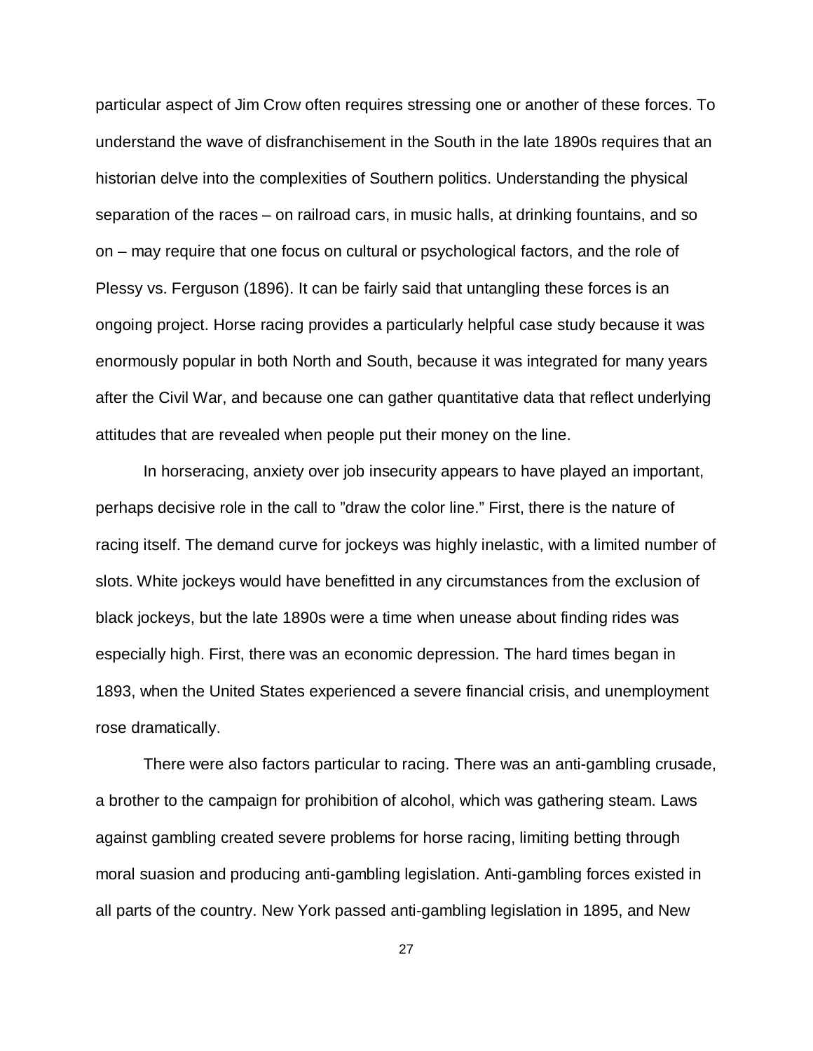particular aspect of Jim Crow often requires stressing one or another of these forces. To understand the wave of disfranchisement in the South in the late 1890s requires that an historian delve into the complexities of Southern politics. Understanding the physical separation of the races – on railroad cars, in music halls, at drinking fountains, and so on – may require that one focus on cultural or psychological factors, and the role of Plessy vs. Ferguson (1896). It can be fairly said that untangling these forces is an ongoing project. Horse racing provides a particularly helpful case study because it was enormously popular in both North and South, because it was integrated for many years after the Civil War, and because one can gather quantitative data that reflect underlying attitudes that are revealed when people put their money on the line.

In horseracing, anxiety over job insecurity appears to have played an important, perhaps decisive role in the call to "draw the color line." First, there is the nature of racing itself. The demand curve for jockeys was highly inelastic, with a limited number of slots. White jockeys would have benefitted in any circumstances from the exclusion of black jockeys, but the late 1890s were a time when unease about finding rides was especially high. First, there was an economic depression. The hard times began in 1893, when the United States experienced a severe financial crisis, and unemployment rose dramatically.

There were also factors particular to racing. There was an anti-gambling crusade, a brother to the campaign for prohibition of alcohol, which was gathering steam. Laws against gambling created severe problems for horse racing, limiting betting through moral suasion and producing anti-gambling legislation. Anti-gambling forces existed in all parts of the country. New York passed anti-gambling legislation in 1895, and New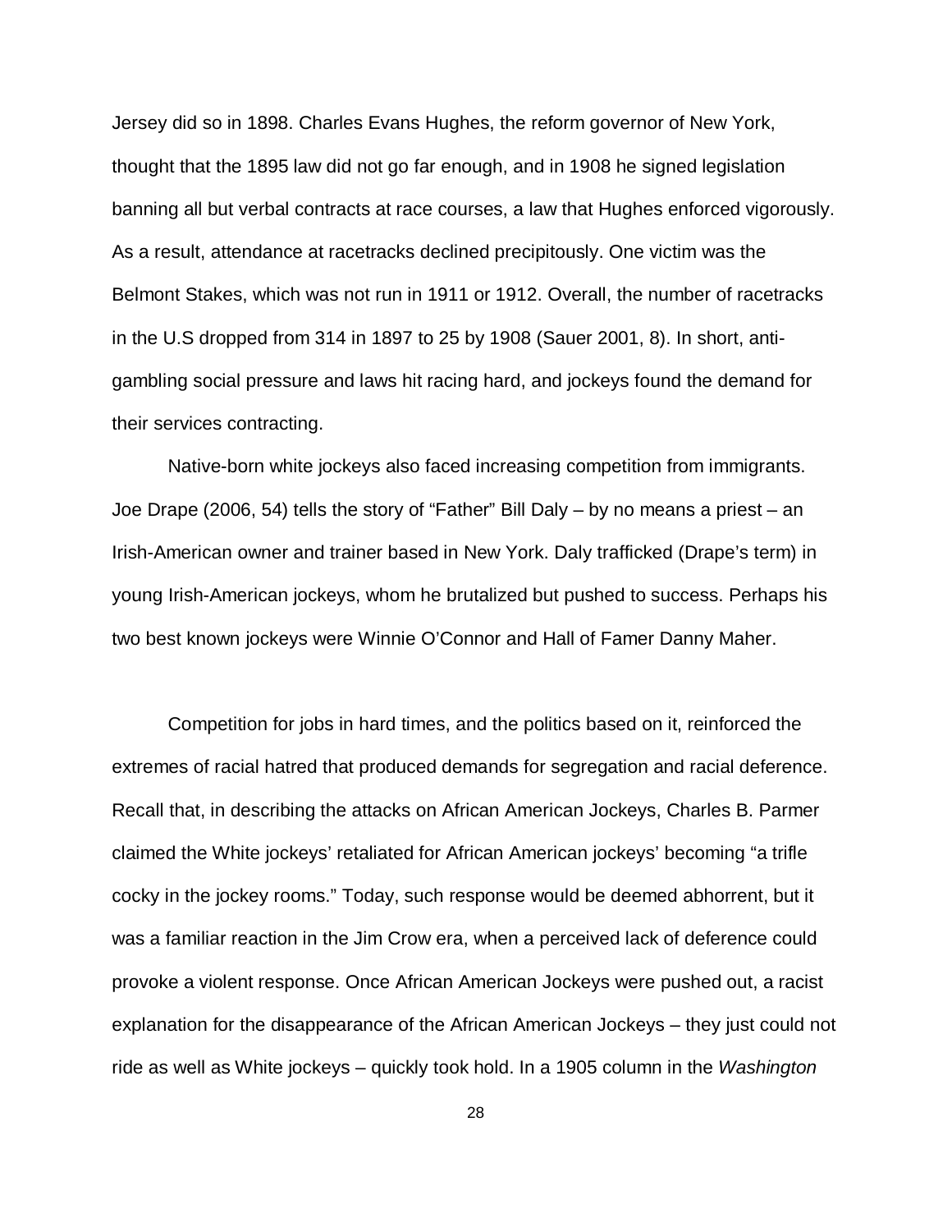Jersey did so in 1898. Charles Evans Hughes, the reform governor of New York, thought that the 1895 law did not go far enough, and in 1908 he signed legislation banning all but verbal contracts at race courses, a law that Hughes enforced vigorously. As a result, attendance at racetracks declined precipitously. One victim was the Belmont Stakes, which was not run in 1911 or 1912. Overall, the number of racetracks in the U.S dropped from 314 in 1897 to 25 by 1908 (Sauer 2001, 8). In short, anti-gambling social pressure and laws hit racing hard, and jockeys found the demand for their services contracting.

Native-born white jockeys also faced increasing competition from immigrants. Joe Drape (2006, 54) tells the story of "Father" Bill Daly – by no means a priest – an Irish-American owner and trainer based in New York. Daly trafficked (Drape's term) in young Irish-American jockeys, whom he brutalized but pushed to success. Perhaps his two best known jockeys were Winnie O'Connor and Hall of Famer Danny Maher.

Competition for jobs in hard times, and the politics based on it, reinforced the extremes of racial hatred that produced demands for segregation and racial deference. Recall that, in describing the attacks on African American Jockeys, Charles B. Parmer claimed the White jockeys' retaliated for African American jockeys' becoming "a trifle cocky in the jockey rooms." Today, such response would be deemed abhorrent, but it was a familiar reaction in the Jim Crow era, when a perceived lack of deference could provoke a violent response. Once African American Jockeys were pushed out, a racist explanation for the disappearance of the African American Jockeys – they just could not ride as well as White jockeys – quickly took hold. In a 1905 column in the *Washington*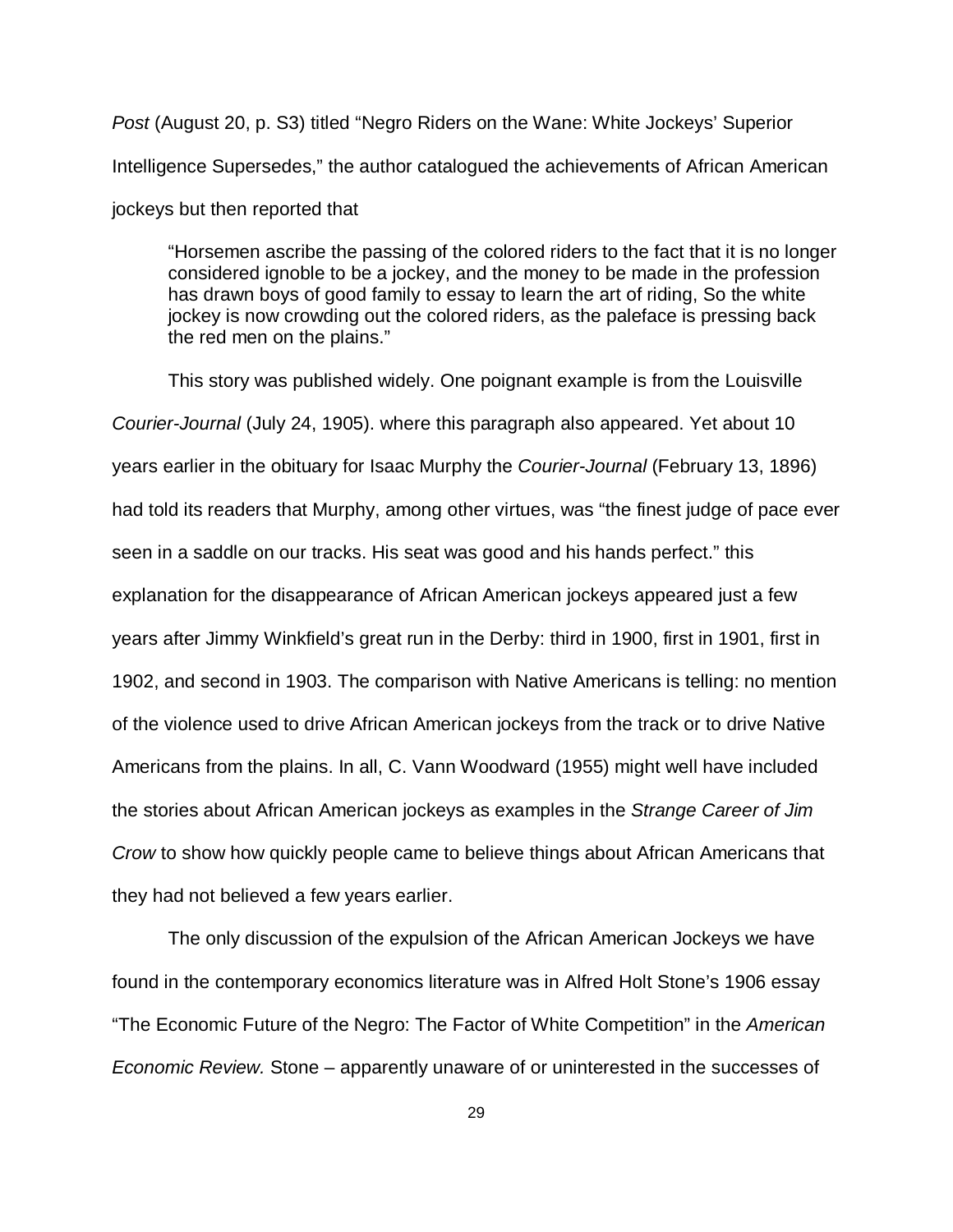*Post* (August 20, p. S3) titled "Negro Riders on the Wane: White Jockeys' Superior Intelligence Supersedes," the author catalogued the achievements of African American jockeys but then reported that

> "Horsemen ascribe the passing of the colored riders to the fact that it is no longer considered ignoble to be a jockey, and the money to be made in the profession has drawn boys of good family to essay to learn the art of riding, So the white jockey is now crowding out the colored riders, as the paleface is pressing back the red men on the plains."

This story was published widely. One poignant example is from the Louisville *Courier-Journal* (July 24, 1905). where this paragraph also appeared. Yet about 10 years earlier in the obituary for Isaac Murphy the *Courier-Journal* (February 13, 1896) had told its readers that Murphy, among other virtues, was "the finest judge of pace ever seen in a saddle on our tracks. His seat was good and his hands perfect." this explanation for the disappearance of African American jockeys appeared just a few years after Jimmy Winkfield's great run in the Derby: third in 1900, first in 1901, first in 1902, and second in 1903. The comparison with Native Americans is telling: no mention of the violence used to drive African American jockeys from the track or to drive Native Americans from the plains. In all, C. Vann Woodward (1955) might well have included the stories about African American jockeys as examples in the *Strange Career of Jim Crow* to show how quickly people came to believe things about African Americans that they had not believed a few years earlier.

The only discussion of the expulsion of the African American Jockeys we have found in the contemporary economics literature was in Alfred Holt Stone's 1906 essay "The Economic Future of the Negro: The Factor of White Competition" in the *American Economic Review.* Stone – apparently unaware of or uninterested in the successes of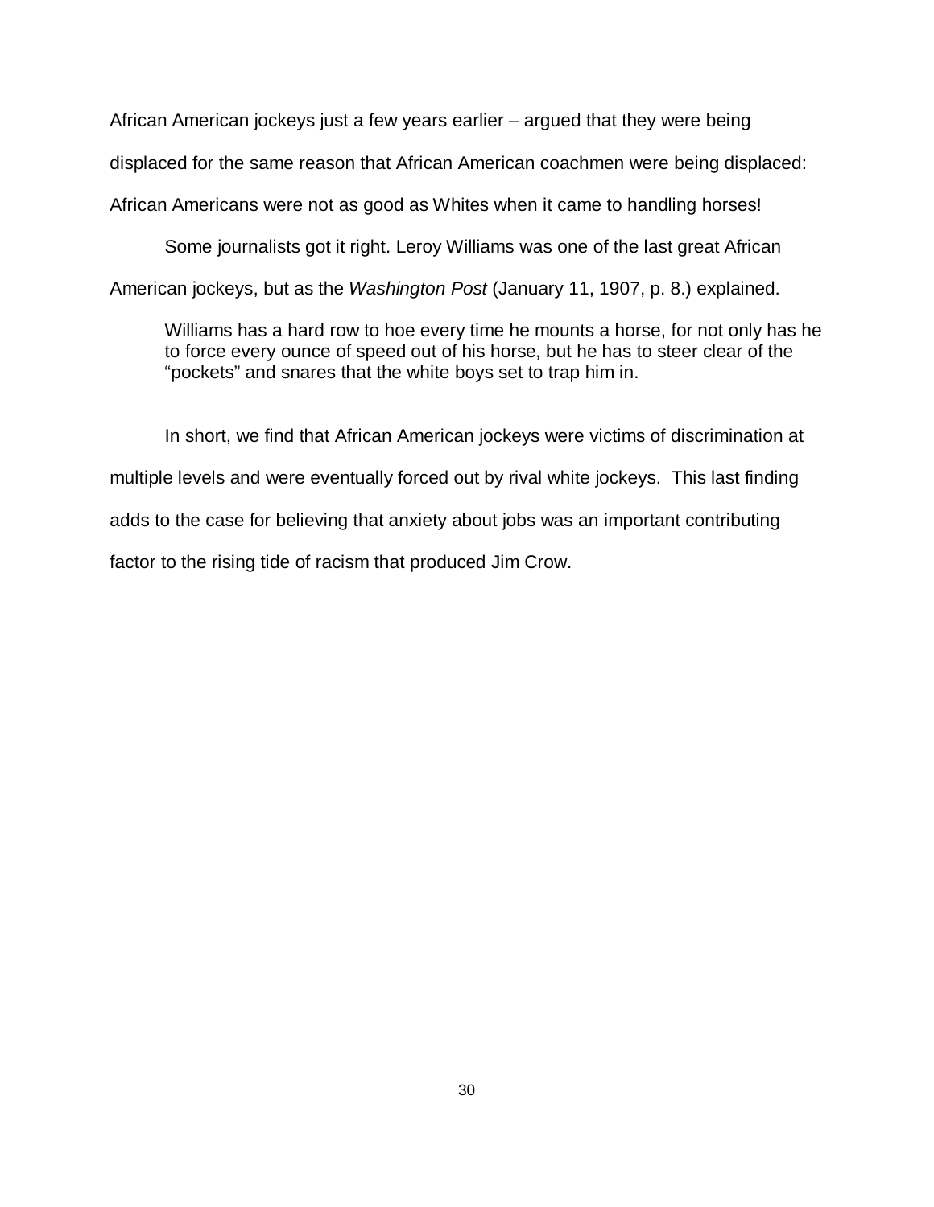African American jockeys just a few years earlier – argued that they were being displaced for the same reason that African American coachmen were being displaced: African Americans were not as good as Whites when it came to handling horses!

Some journalists got it right. Leroy Williams was one of the last great African American jockeys, but as the *Washington Post* (January 11, 1907, p. 8.) explained.

> Williams has a hard row to hoe every time he mounts a horse, for not only has he to force every ounce of speed out of his horse, but he has to steer clear of the "pockets" and snares that the white boys set to trap him in.

In short, we find that African American jockeys were victims of discrimination at multiple levels and were eventually forced out by rival white jockeys. This last finding adds to the case for believing that anxiety about jobs was an important contributing factor to the rising tide of racism that produced Jim Crow.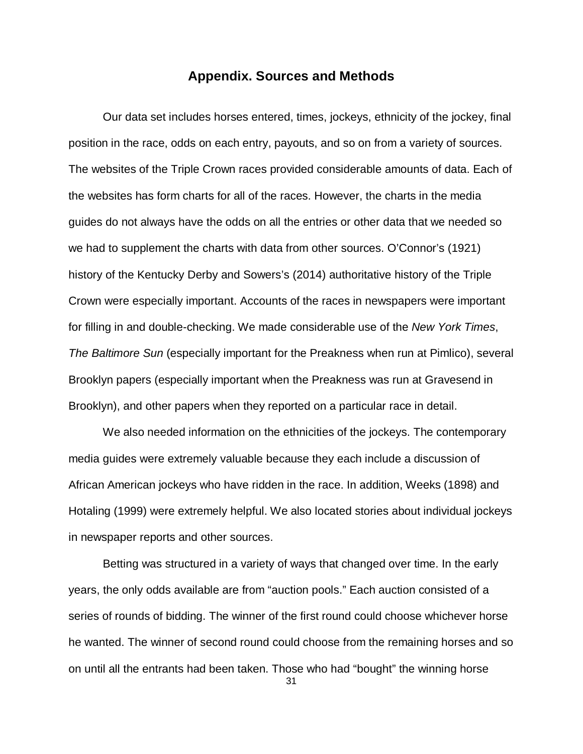## Appendix. Sources and Methods

Our data set includes horses entered, times, jockeys, ethnicity of the jockey, final position in the race, odds on each entry, payouts, and so on from a variety of sources. The websites of the Triple Crown races provided considerable amounts of data. Each of the websites has form charts for all of the races. However, the charts in the media guides do not always have the odds on all the entries or other data that we needed so we had to supplement the charts with data from other sources. O'Connor's (1921) history of the Kentucky Derby and Sowers's (2014) authoritative history of the Triple Crown were especially important. Accounts of the races in newspapers were important for filling in and double-checking. We made considerable use of the *New York Times*, *The Baltimore Sun* (especially important for the Preakness when run at Pimlico), several Brooklyn papers (especially important when the Preakness was run at Gravesend in Brooklyn), and other papers when they reported on a particular race in detail.

We also needed information on the ethnicities of the jockeys. The contemporary media guides were extremely valuable because they each include a discussion of African American jockeys who have ridden in the race. In addition, Weeks (1898) and Hotaling (1999) were extremely helpful. We also located stories about individual jockeys in newspaper reports and other sources.

Betting was structured in a variety of ways that changed over time. In the early years, the only odds available are from "auction pools." Each auction consisted of a series of rounds of bidding. The winner of the first round could choose whichever horse he wanted. The winner of second round could choose from the remaining horses and so on until all the entrants had been taken. Those who had "bought" the winning horse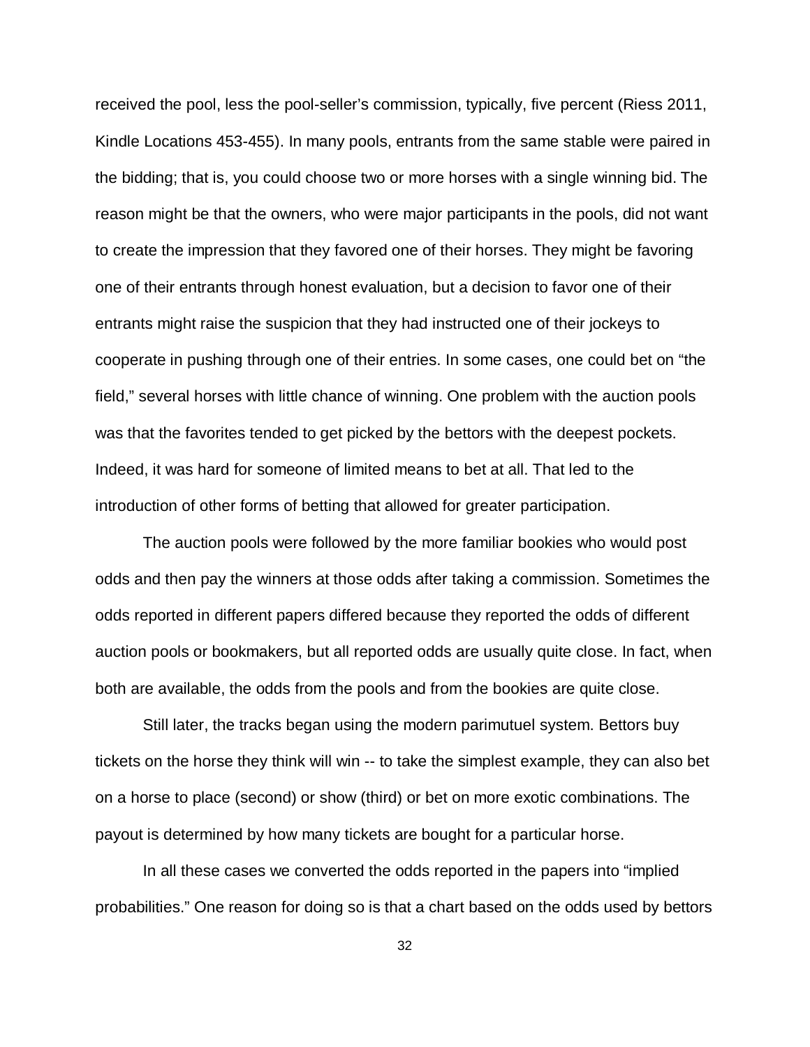received the pool, less the pool-seller's commission, typically, five percent (Riess 2011, Kindle Locations 453-455). In many pools, entrants from the same stable were paired in the bidding; that is, you could choose two or more horses with a single winning bid. The reason might be that the owners, who were major participants in the pools, did not want to create the impression that they favored one of their horses. They might be favoring one of their entrants through honest evaluation, but a decision to favor one of their entrants might raise the suspicion that they had instructed one of their jockeys to cooperate in pushing through one of their entries. In some cases, one could bet on "the field," several horses with little chance of winning. One problem with the auction pools was that the favorites tended to get picked by the bettors with the deepest pockets. Indeed, it was hard for someone of limited means to bet at all. That led to the introduction of other forms of betting that allowed for greater participation.

The auction pools were followed by the more familiar bookies who would post odds and then pay the winners at those odds after taking a commission. Sometimes the odds reported in different papers differed because they reported the odds of different auction pools or bookmakers, but all reported odds are usually quite close. In fact, when both are available, the odds from the pools and from the bookies are quite close.

Still later, the tracks began using the modern parimutuel system. Bettors buy tickets on the horse they think will win -- to take the simplest example, they can also bet on a horse to place (second) or show (third) or bet on more exotic combinations. The payout is determined by how many tickets are bought for a particular horse.

In all these cases we converted the odds reported in the papers into "implied probabilities." One reason for doing so is that a chart based on the odds used by bettors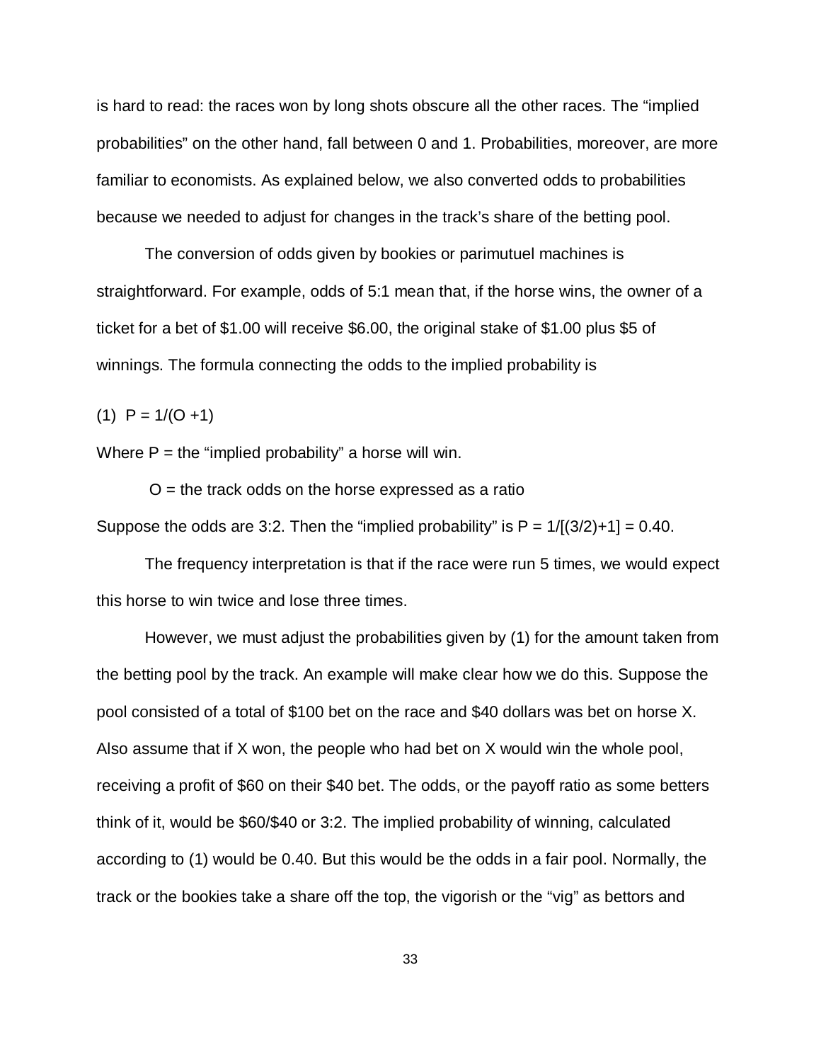is hard to read: the races won by long shots obscure all the other races. The “implied probabilities” on the other hand, fall between 0 and 1. Probabilities, moreover, are more familiar to economists. As explained below, we also converted odds to probabilities because we needed to adjust for changes in the track’s share of the betting pool.

The conversion of odds given by bookies or parimutuel machines is straightforward. For example, odds of 5:1 mean that, if the horse wins, the owner of a ticket for a bet of $1.00 will receive $6.00, the original stake of $1.00 plus $5 of winnings. The formula connecting the odds to the implied probability is

(1) $P = 1/(O + 1)$

Where $P$ = the “implied probability” a horse will win.

$O$ = the track odds on the horse expressed as a ratio

Suppose the odds are 3:2. Then the “implied probability” is $P = 1/[(3/2)+1] = 0.40$.

The frequency interpretation is that if the race were run 5 times, we would expect this horse to win twice and lose three times.

However, we must adjust the probabilities given by (1) for the amount taken from the betting pool by the track. An example will make clear how we do this. Suppose the pool consisted of a total of $100 bet on the race and $40 dollars was bet on horse X. Also assume that if X won, the people who had bet on X would win the whole pool, receiving a profit of $60 on their $40 bet. The odds, or the payoff ratio as some betters think of it, would be $60/$40 or 3:2. The implied probability of winning, calculated according to (1) would be 0.40. But this would be the odds in a fair pool. Normally, the track or the bookies take a share off the top, the vigorish or the “vig” as bettors and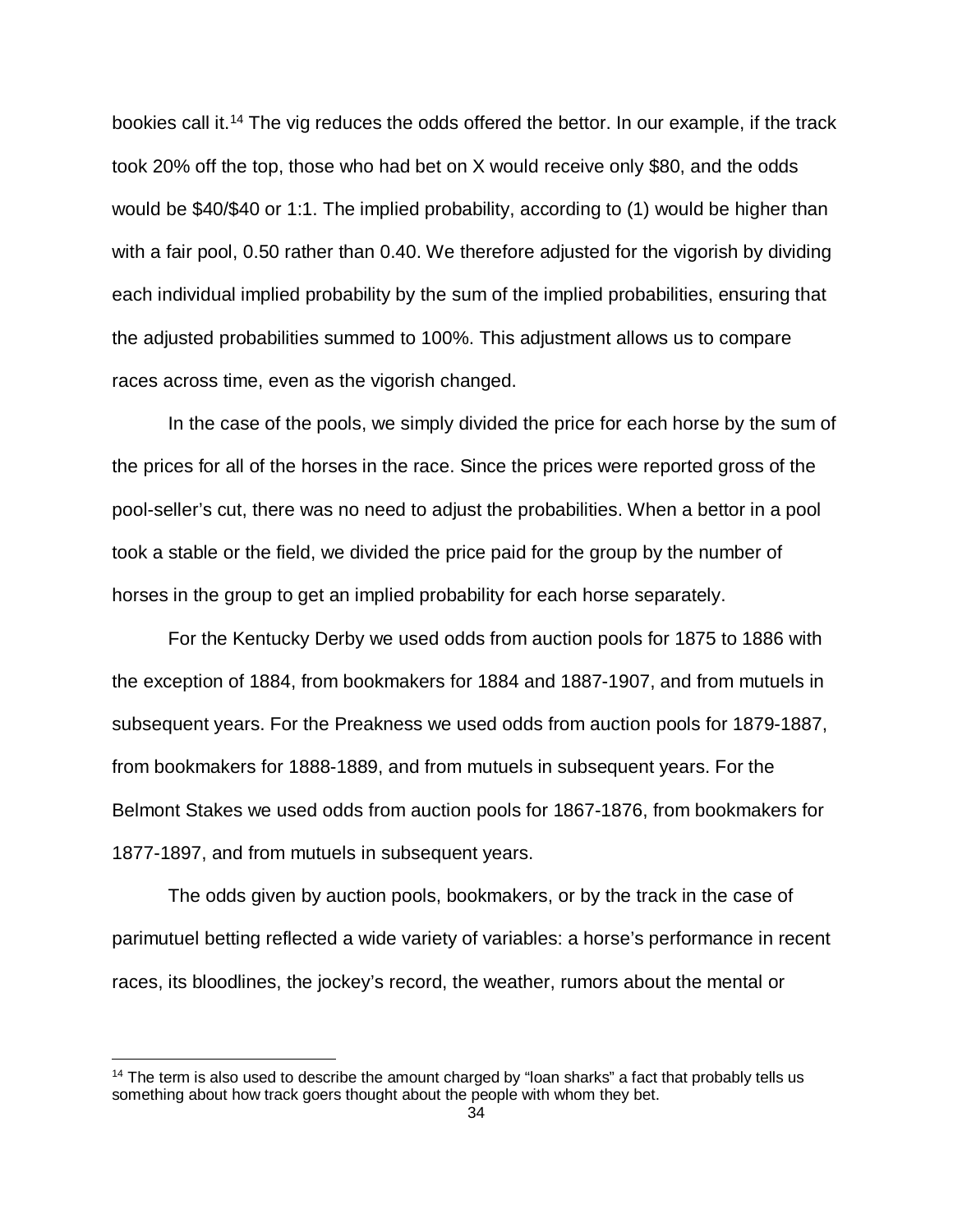bookies call it.[14] The vig reduces the odds offered the bettor. In our example, if the track took 20% off the top, those who had bet on X would receive only $80, and the odds would be $40/$40 or 1:1. The implied probability, according to (1) would be higher than with a fair pool, 0.50 rather than 0.40. We therefore adjusted for the vigorish by dividing each individual implied probability by the sum of the implied probabilities, ensuring that the adjusted probabilities summed to 100%. This adjustment allows us to compare races across time, even as the vigorish changed.

In the case of the pools, we simply divided the price for each horse by the sum of the prices for all of the horses in the race. Since the prices were reported gross of the pool-seller's cut, there was no need to adjust the probabilities. When a bettor in a pool took a stable or the field, we divided the price paid for the group by the number of horses in the group to get an implied probability for each horse separately.

For the Kentucky Derby we used odds from auction pools for 1875 to 1886 with the exception of 1884, from bookmakers for 1884 and 1887-1907, and from mutuels in subsequent years. For the Preakness we used odds from auction pools for 1879-1887, from bookmakers for 1888-1889, and from mutuels in subsequent years. For the Belmont Stakes we used odds from auction pools for 1867-1876, from bookmakers for 1877-1897, and from mutuels in subsequent years.

The odds given by auction pools, bookmakers, or by the track in the case of parimutuel betting reflected a wide variety of variables: a horse's performance in recent races, its bloodlines, the jockey's record, the weather, rumors about the mental or

[14] The term is also used to describe the amount charged by "loan sharks" a fact that probably tells us something about how track goers thought about the people with whom they bet.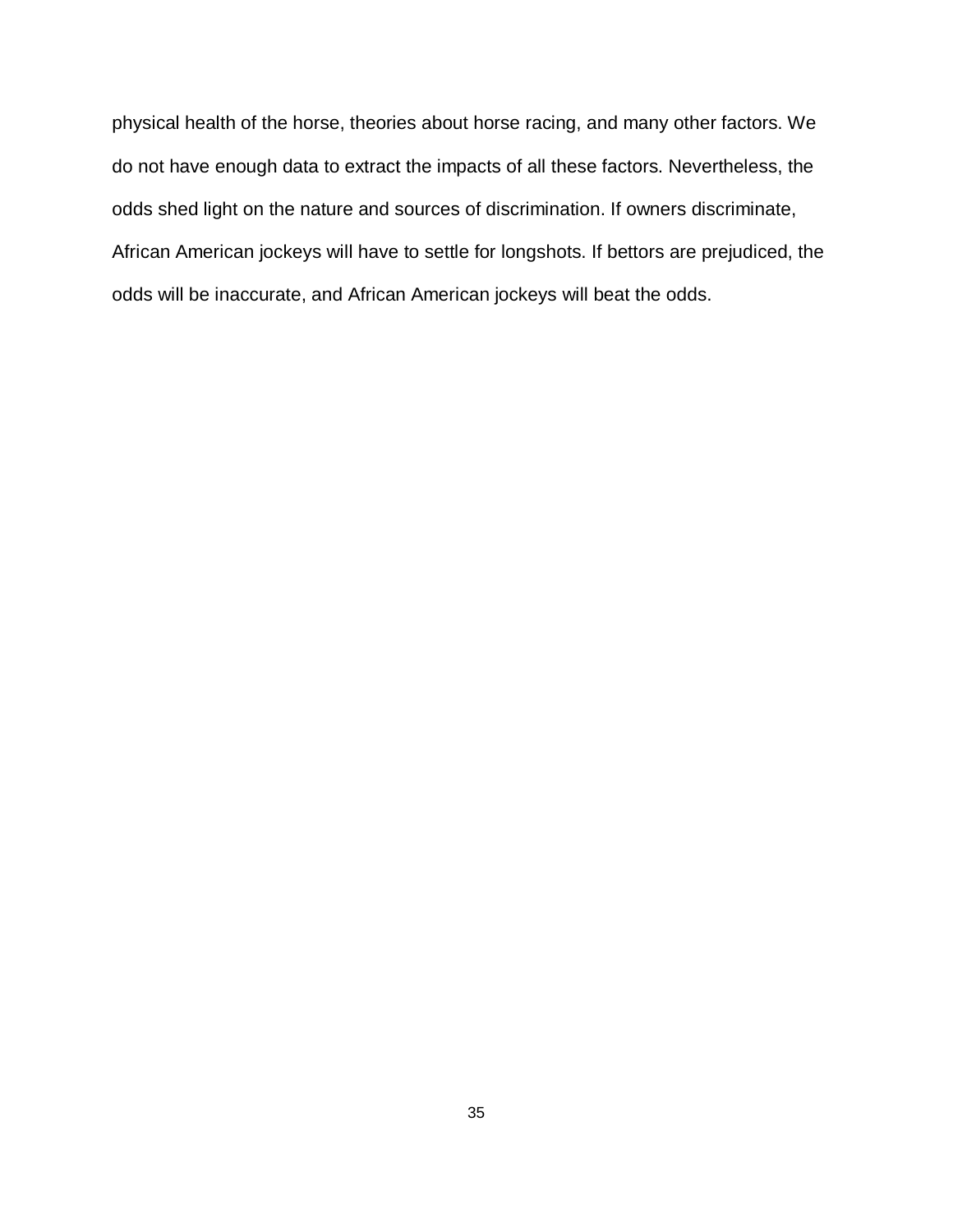physical health of the horse, theories about horse racing, and many other factors. We do not have enough data to extract the impacts of all these factors. Nevertheless, the odds shed light on the nature and sources of discrimination. If owners discriminate, African American jockeys will have to settle for longshots. If bettors are prejudiced, the odds will be inaccurate, and African American jockeys will beat the odds.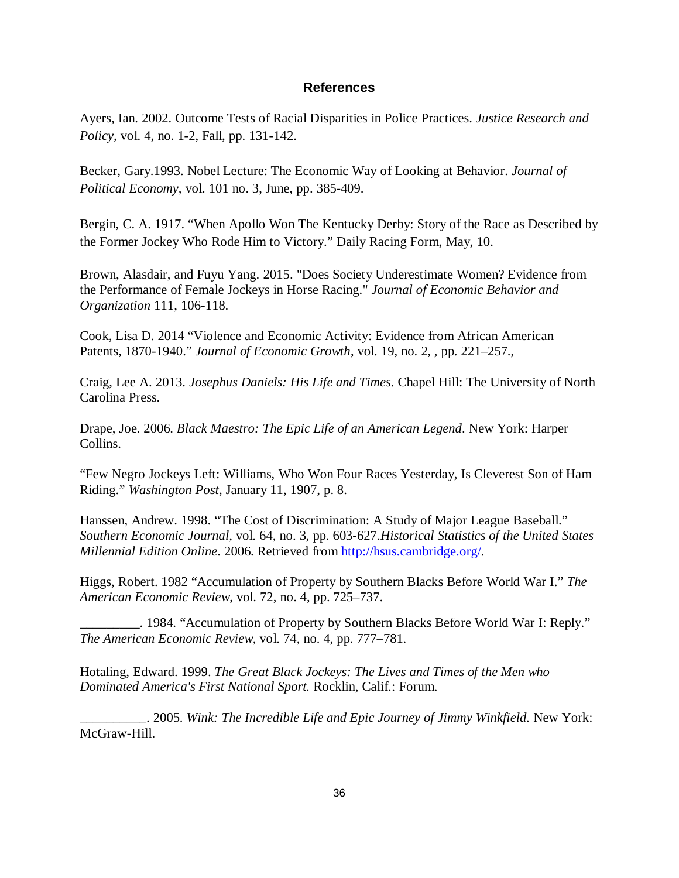## References

Ayers, Ian. 2002. Outcome Tests of Racial Disparities in Police Practices. *Justice Research and Policy*, vol. 4, no. 1-2, Fall, pp. 131-142.

Becker, Gary.1993. Nobel Lecture: The Economic Way of Looking at Behavior. *Journal of Political Economy*, vol. 101 no. 3, June, pp. 385-409.

Bergin, C. A. 1917. "When Apollo Won The Kentucky Derby: Story of the Race as Described by the Former Jockey Who Rode Him to Victory." Daily Racing Form, May, 10.

Brown, Alasdair, and Fuyu Yang. 2015. "Does Society Underestimate Women? Evidence from the Performance of Female Jockeys in Horse Racing." *Journal of Economic Behavior and Organization* 111, 106-118.

Cook, Lisa D. 2014 "Violence and Economic Activity: Evidence from African American Patents, 1870-1940." *Journal of Economic Growth*, vol. 19, no. 2, , pp. 221–257.,

Craig, Lee A. 2013. *Josephus Daniels: His Life and Times.* Chapel Hill: The University of North Carolina Press.

Drape, Joe. 2006. *Black Maestro: The Epic Life of an American Legend*. New York: Harper Collins.

"Few Negro Jockeys Left: Williams, Who Won Four Races Yesterday, Is Cleverest Son of Ham Riding." *Washington Post*, January 11, 1907, p. 8.

Hanssen, Andrew. 1998. "The Cost of Discrimination: A Study of Major League Baseball." *Southern Economic Journal*, vol. 64, no. 3, pp. 603-627.*Historical Statistics of the United States Millennial Edition Online*. 2006. Retrieved from [http://hsus.cambridge.org/](http://hsus.cambridge.org/).

Higgs, Robert. 1982 "Accumulation of Property by Southern Blacks Before World War I." *The American Economic Review*, vol. 72, no. 4, pp. 725–737.

_________. 1984. "Accumulation of Property by Southern Blacks Before World War I: Reply." *The American Economic Review*, vol. 74, no. 4, pp. 777–781.

Hotaling, Edward. 1999. *The Great Black Jockeys: The Lives and Times of the Men who Dominated America's First National Sport.* Rocklin, Calif.: Forum.

__________. 2005. *Wink: The Incredible Life and Epic Journey of Jimmy Winkfield.* New York: McGraw-Hill.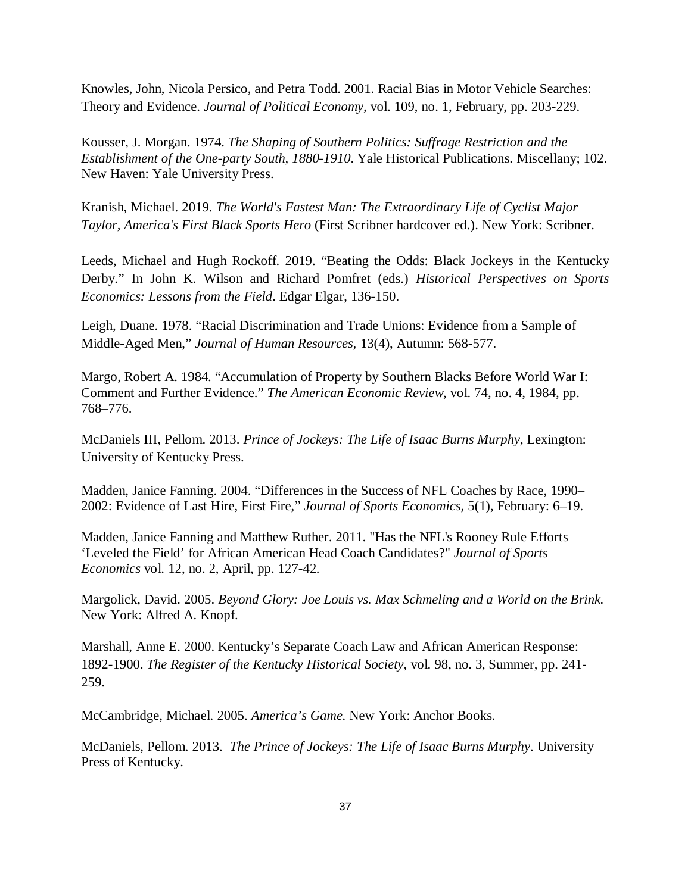Knowles, John, Nicola Persico, and Petra Todd. 2001. Racial Bias in Motor Vehicle Searches: Theory and Evidence. *Journal of Political Economy,* vol. 109, no. 1, February, pp. 203-229.

Kousser, J. Morgan. 1974. *The Shaping of Southern Politics: Suffrage Restriction and the Establishment of the One-party South, 1880-1910*. Yale Historical Publications. Miscellany; 102. New Haven: Yale University Press.

Kranish, Michael. 2019. *The World's Fastest Man: The Extraordinary Life of Cyclist Major Taylor, America's First Black Sports Hero* (First Scribner hardcover ed.). New York: Scribner.

Leeds, Michael and Hugh Rockoff. 2019. "Beating the Odds: Black Jockeys in the Kentucky Derby." In John K. Wilson and Richard Pomfret (eds.) *Historical Perspectives on Sports Economics: Lessons from the Field*. Edgar Elgar, 136-150.

Leigh, Duane. 1978. "Racial Discrimination and Trade Unions: Evidence from a Sample of Middle-Aged Men," *Journal of Human Resources*, 13(4), Autumn: 568-577.

Margo, Robert A. 1984. "Accumulation of Property by Southern Blacks Before World War I: Comment and Further Evidence." *The American Economic Review*, vol. 74, no. 4, 1984, pp. 768–776.

McDaniels III, Pellom. 2013. *Prince of Jockeys: The Life of Isaac Burns Murphy,* Lexington: University of Kentucky Press.

Madden, Janice Fanning. 2004. "Differences in the Success of NFL Coaches by Race, 1990–2002: Evidence of Last Hire, First Fire," *Journal of Sports Economics,* 5(1), February: 6–19.

Madden, Janice Fanning and Matthew Ruther. 2011. "Has the NFL's Rooney Rule Efforts 'Leveled the Field' for African American Head Coach Candidates?" *Journal of Sports Economics* vol. 12, no. 2, April, pp. 127-42.

Margolick, David. 2005. *Beyond Glory: Joe Louis vs. Max Schmeling and a World on the Brink.* New York: Alfred A. Knopf.

Marshall, Anne E. 2000. Kentucky's Separate Coach Law and African American Response: 1892-1900. *The Register of the Kentucky Historical Society,* vol. 98, no. 3, Summer, pp. 241-259.

McCambridge, Michael. 2005. *America's Game.* New York: Anchor Books.

McDaniels, Pellom. 2013. *The Prince of Jockeys: The Life of Isaac Burns Murphy*. University Press of Kentucky.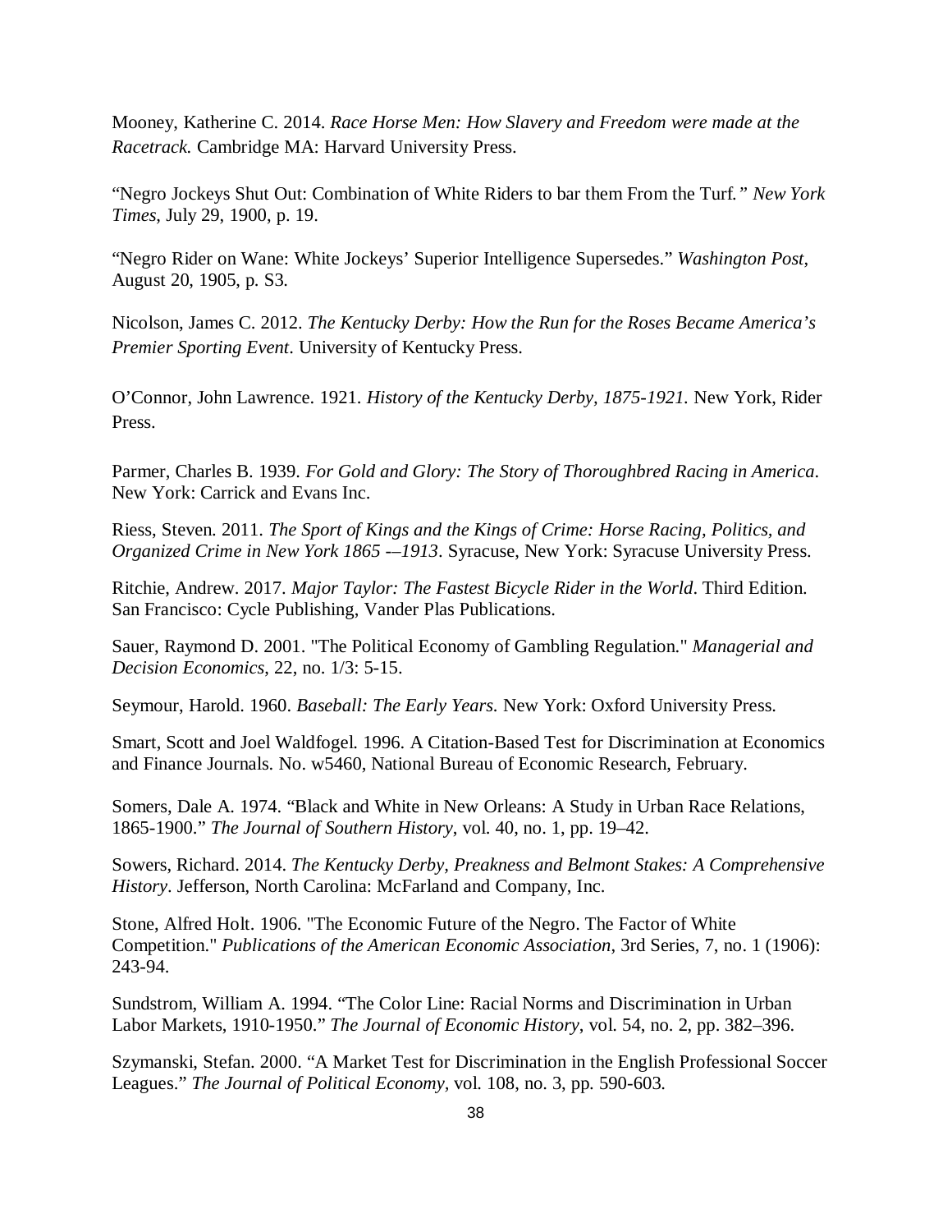Mooney, Katherine C. 2014. *Race Horse Men: How Slavery and Freedom were made at the Racetrack.* Cambridge MA: Harvard University Press.

"Negro Jockeys Shut Out: Combination of White Riders to bar them From the Turf.*" New York Times*, July 29, 1900, p. 19.

"Negro Rider on Wane: White Jockeys' Superior Intelligence Supersedes." *Washington Post*, August 20, 1905, p. S3.

Nicolson, James C. 2012. *The Kentucky Derby: How the Run for the Roses Became America's Premier Sporting Event*. University of Kentucky Press.

O'Connor, John Lawrence. 1921. *History of the Kentucky Derby, 1875-1921.* New York, Rider Press.

Parmer, Charles B. 1939. *For Gold and Glory: The Story of Thoroughbred Racing in America*. New York: Carrick and Evans Inc.

Riess, Steven. 2011. *The Sport of Kings and the Kings of Crime: Horse Racing, Politics, and Organized Crime in New York 1865 -–1913*. Syracuse, New York: Syracuse University Press.

Ritchie, Andrew. 2017. *Major Taylor: The Fastest Bicycle Rider in the World*. Third Edition. San Francisco: Cycle Publishing, Vander Plas Publications.

Sauer, Raymond D. 2001. "The Political Economy of Gambling Regulation." *Managerial and Decision Economics*, 22, no. 1/3: 5-15.

Seymour, Harold. 1960. *Baseball: The Early Years.* New York: Oxford University Press.

Smart, Scott and Joel Waldfogel. 1996. A Citation-Based Test for Discrimination at Economics and Finance Journals. No. w5460, National Bureau of Economic Research, February.

Somers, Dale A. 1974. "Black and White in New Orleans: A Study in Urban Race Relations, 1865-1900." *The Journal of Southern History*, vol. 40, no. 1, pp. 19–42.

Sowers, Richard. 2014. *The Kentucky Derby, Preakness and Belmont Stakes: A Comprehensive History*. Jefferson, North Carolina: McFarland and Company, Inc.

Stone, Alfred Holt. 1906. "The Economic Future of the Negro. The Factor of White Competition." *Publications of the American Economic Association*, 3rd Series, 7, no. 1 (1906): 243-94.

Sundstrom, William A. 1994. "The Color Line: Racial Norms and Discrimination in Urban Labor Markets, 1910-1950." *The Journal of Economic History*, vol. 54, no. 2, pp. 382–396.

Szymanski, Stefan. 2000. "A Market Test for Discrimination in the English Professional Soccer Leagues." *The Journal of Political Economy*, vol. 108, no. 3, pp. 590-603.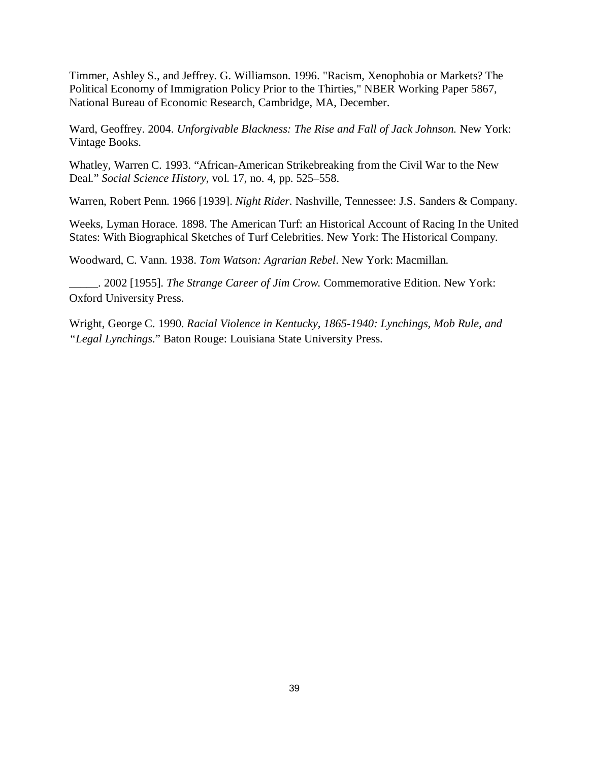Timmer, Ashley S., and Jeffrey. G. Williamson. 1996. "Racism, Xenophobia or Markets? The Political Economy of Immigration Policy Prior to the Thirties," NBER Working Paper 5867, National Bureau of Economic Research, Cambridge, MA, December.

Ward, Geoffrey. 2004. *Unforgivable Blackness: The Rise and Fall of Jack Johnson.* New York: Vintage Books.

Whatley, Warren C. 1993. "African-American Strikebreaking from the Civil War to the New Deal." *Social Science History*, vol. 17, no. 4, pp. 525–558.

Warren, Robert Penn. 1966 [1939]. *Night Rider.* Nashville, Tennessee: J.S. Sanders & Company.

Weeks, Lyman Horace. 1898. The American Turf: an Historical Account of Racing In the United States: With Biographical Sketches of Turf Celebrities. New York: The Historical Company.

Woodward, C. Vann. 1938. *Tom Watson: Agrarian Rebel*. New York: Macmillan.

_____. 2002 [1955]. *The Strange Career of Jim Crow.* Commemorative Edition. New York: Oxford University Press.

Wright, George C. 1990. *Racial Violence in Kentucky, 1865-1940: Lynchings, Mob Rule, and "Legal Lynchings*." Baton Rouge: Louisiana State University Press.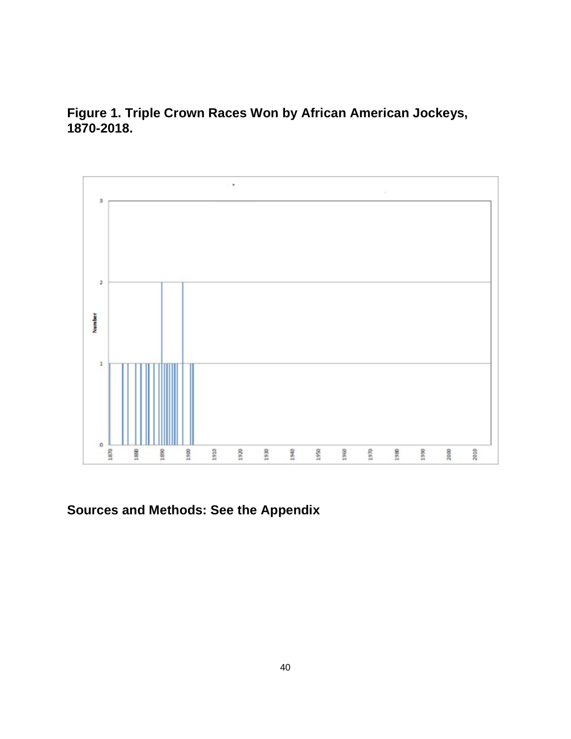**Figure 1. Triple Crown Races Won by African American Jockeys, 1870-2018.**

**Sources and Methods: See the Appendix**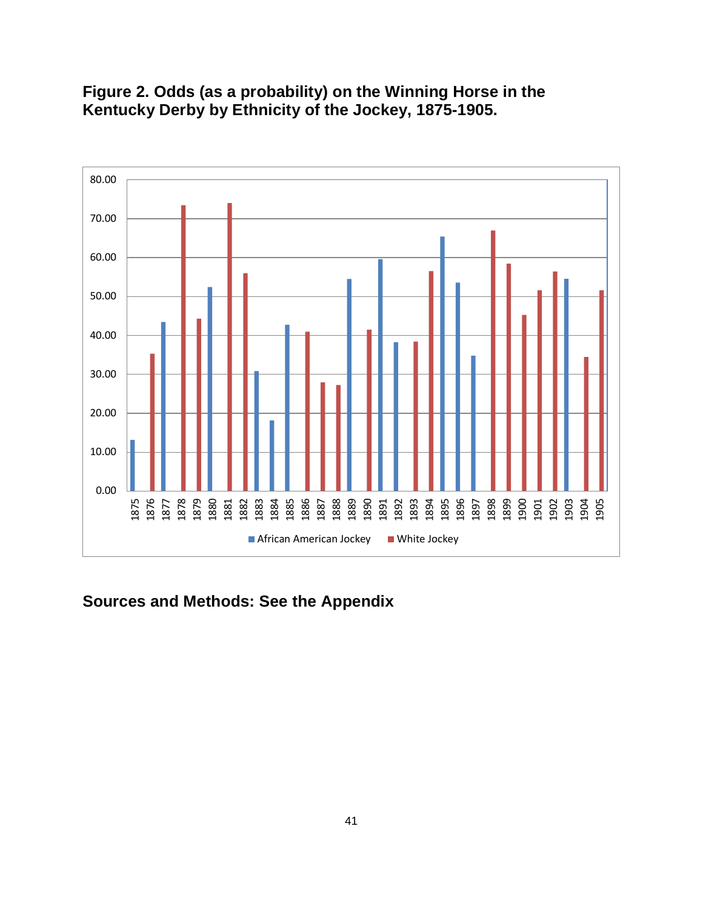**Figure 2. Odds (as a probability) on the Winning Horse in the Kentucky Derby by Ethnicity of the Jockey, 1875-1905.**

**Sources and Methods: See the Appendix**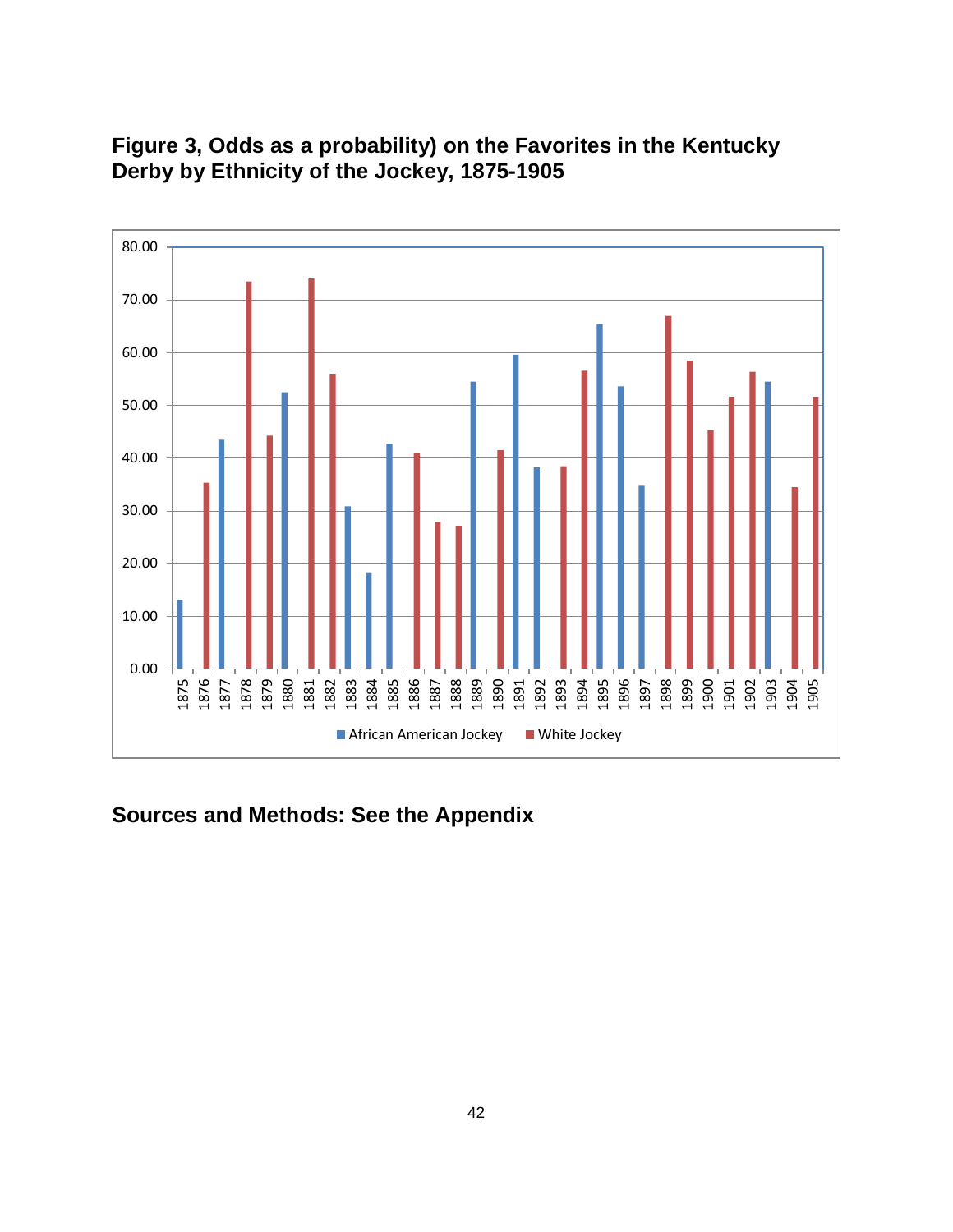**Figure 3, Odds as a probability) on the Favorites in the Kentucky Derby by Ethnicity of the Jockey, 1875-1905**

**Sources and Methods: See the Appendix**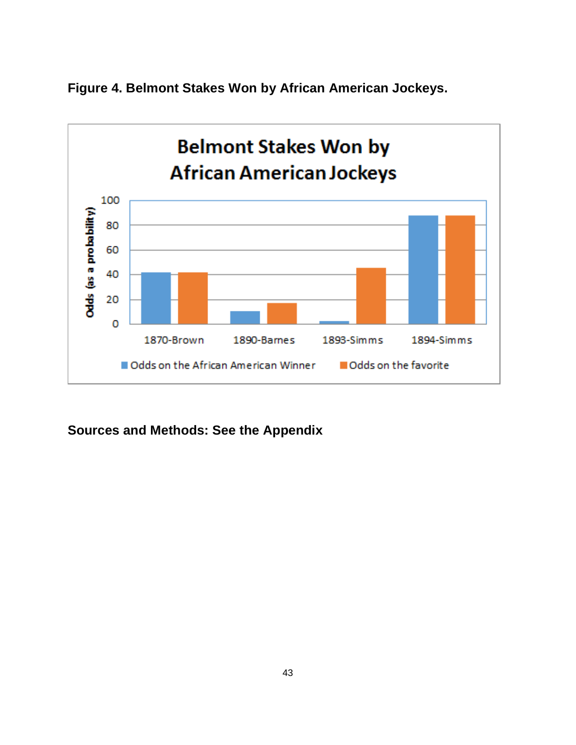**Figure 4. Belmont Stakes Won by African American Jockeys.**

**Sources and Methods: See the Appendix**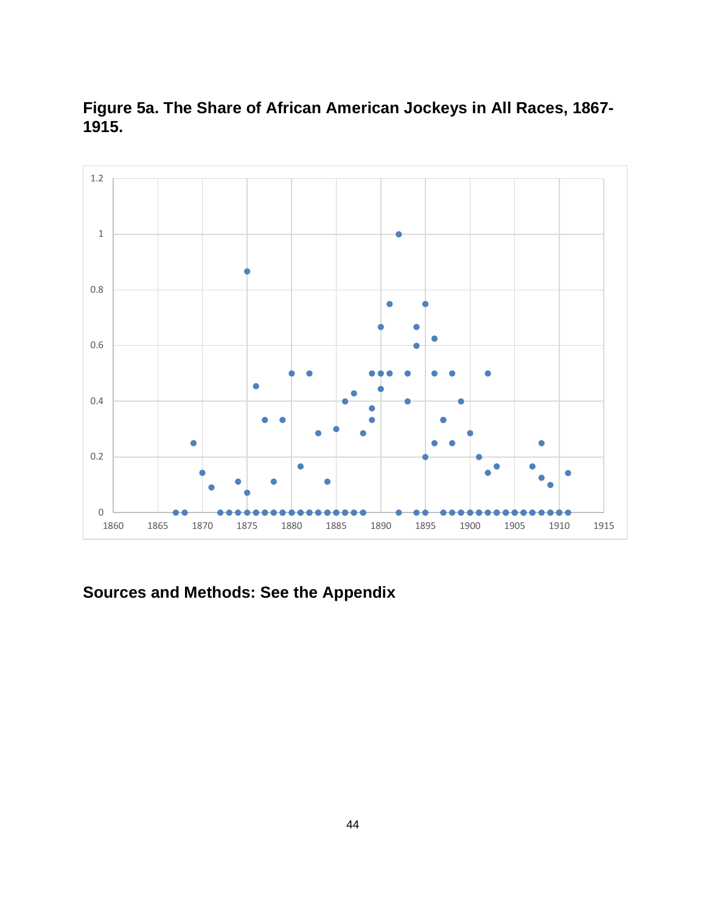**Figure 5a. The Share of African American Jockeys in All Races, 1867-1915.**

**Sources and Methods: See the Appendix**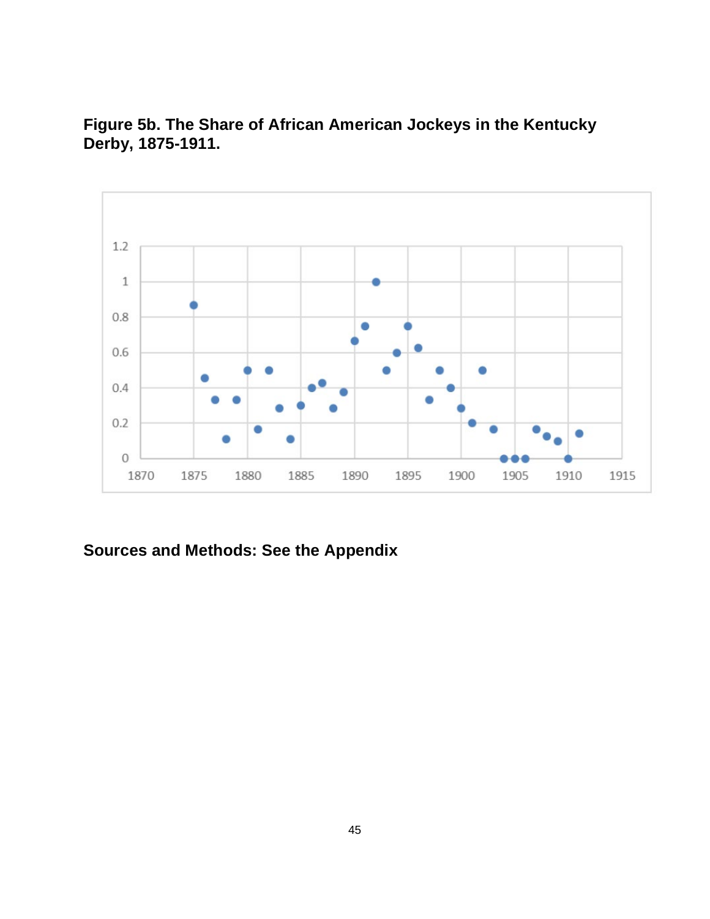**Figure 5b. The Share of African American Jockeys in the Kentucky Derby, 1875-1911.**

**Sources and Methods: See the Appendix**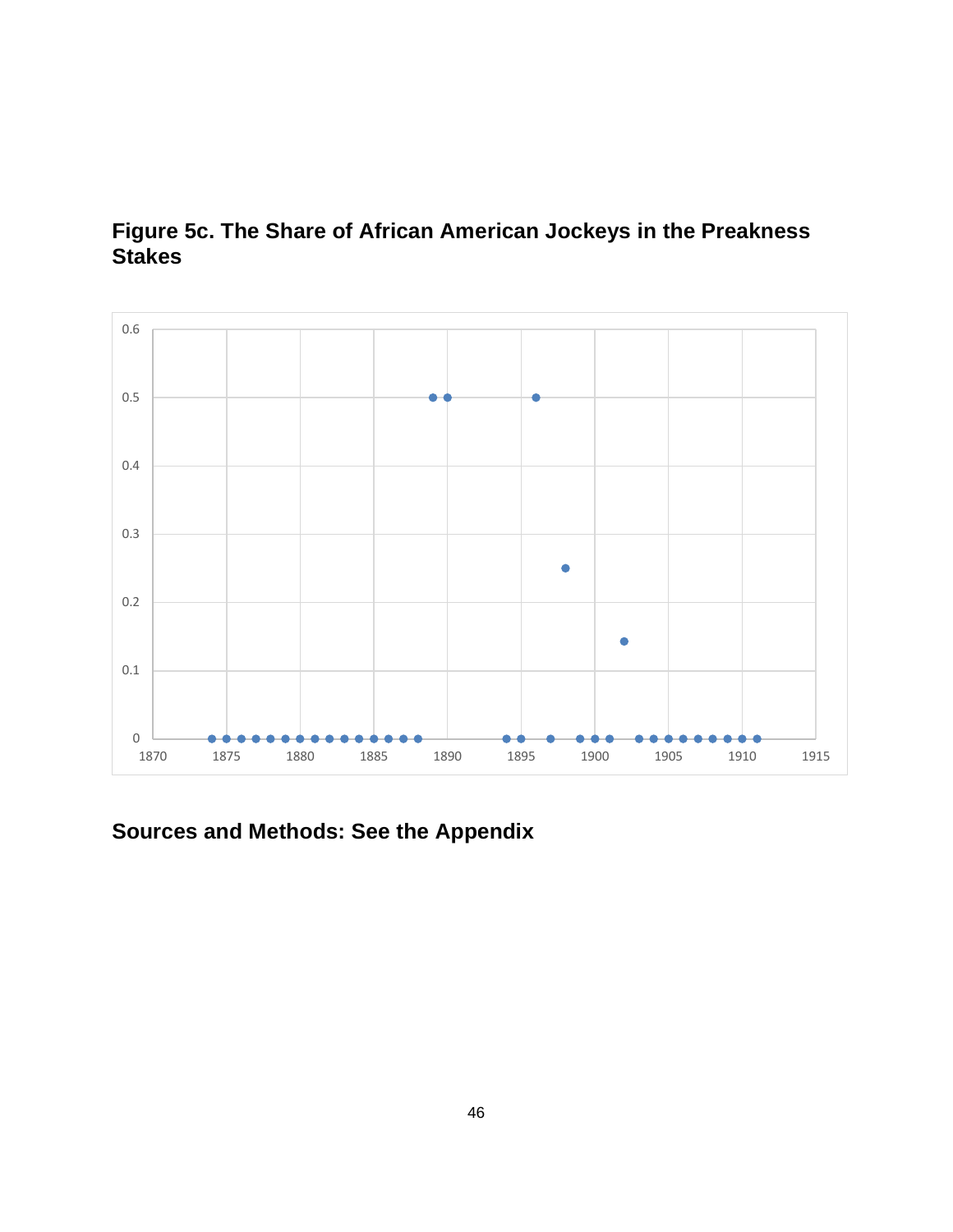**Figure 5c. The Share of African American Jockeys in the Preakness Stakes**

**Sources and Methods: See the Appendix**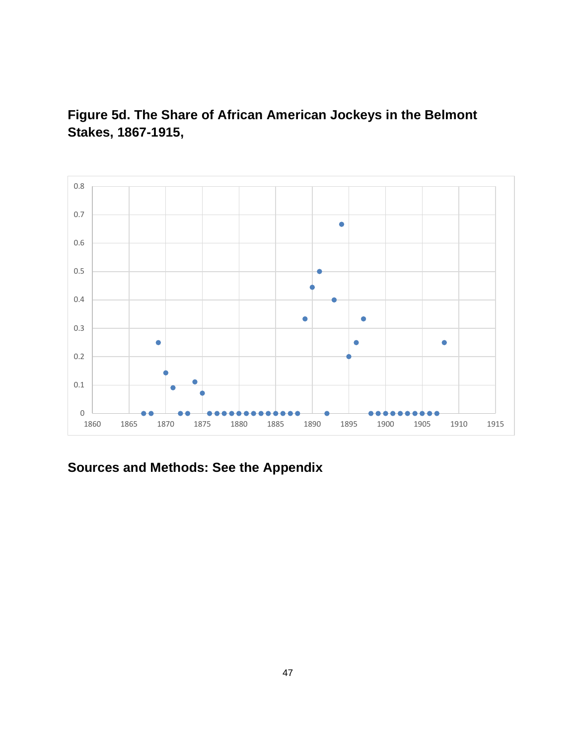**Figure 5d. The Share of African American Jockeys in the Belmont Stakes, 1867-1915,**

**Sources and Methods: See the Appendix**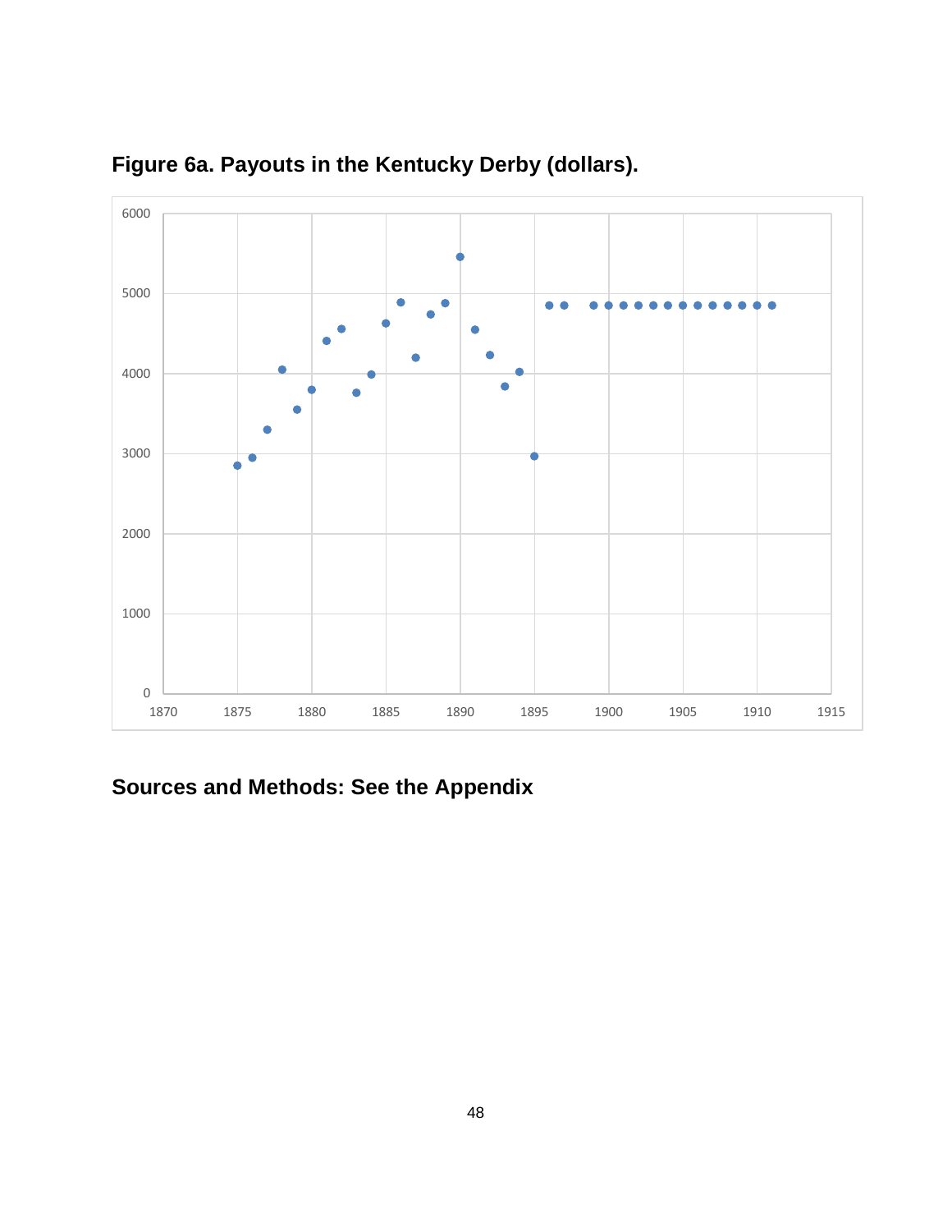**Figure 6a. Payouts in the Kentucky Derby (dollars).**

**Sources and Methods: See the Appendix**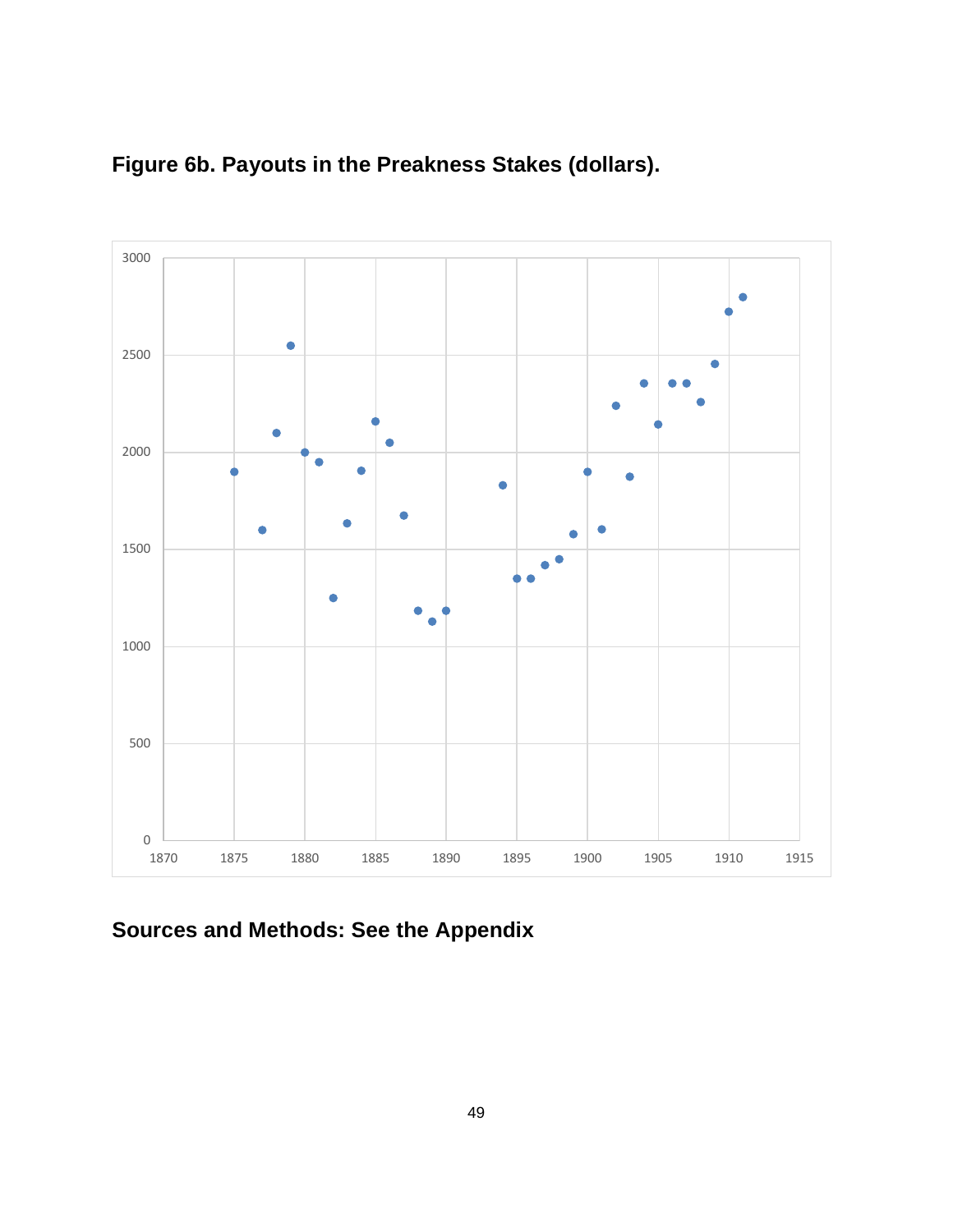**Figure 6b. Payouts in the Preakness Stakes (dollars).**

**Sources and Methods: See the Appendix**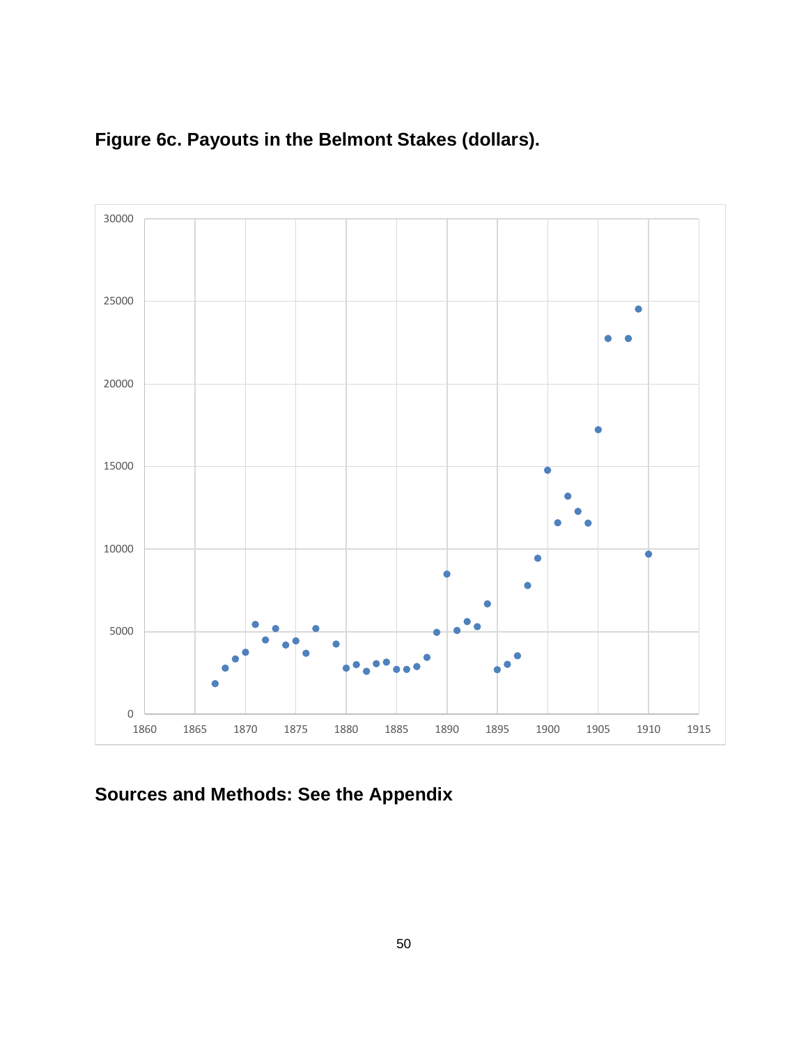**Figure 6c. Payouts in the Belmont Stakes (dollars).**

**Sources and Methods: See the Appendix**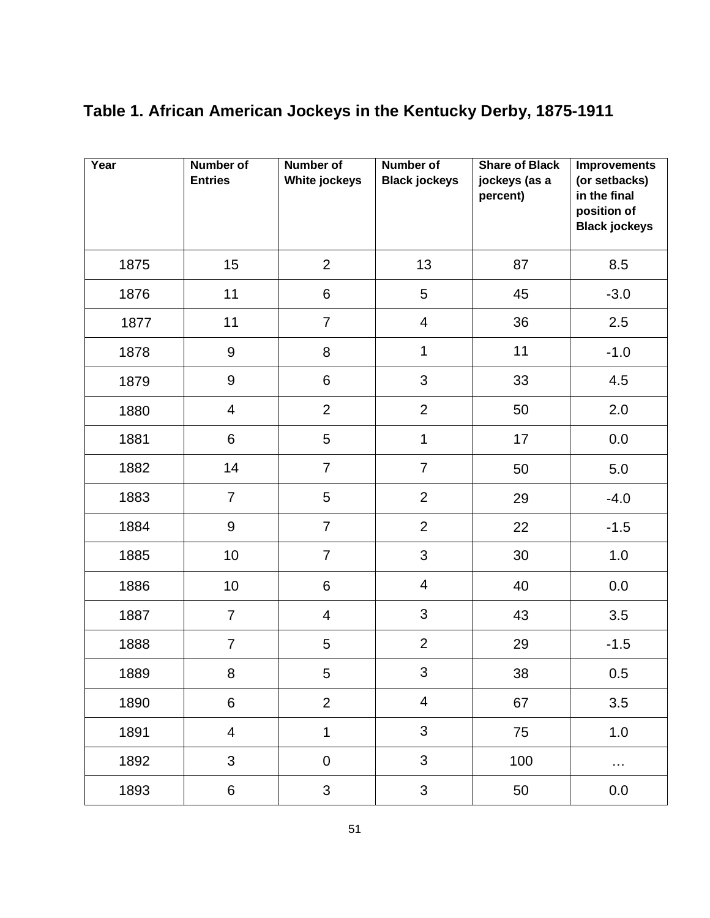**Table 1. African American Jockeys in the Kentucky Derby, 1875-1911**

| Year | Number of Entries | Number of White jockeys | Number of Black jockeys | Share of Black jockeys (as a percent) | Improvements (or setbacks) in the final position of Black jockeys |
|---|---|---|---|---|---|
| 1875 | 15 | 2 | 13 | 87 | 8.5 |
| 1876 | 11 | 6 | 5 | 45 | -3.0 |
| 1877 | 11 | 7 | 4 | 36 | 2.5 |
| 1878 | 9 | 8 | 1 | 11 | -1.0 |
| 1879 | 9 | 6 | 3 | 33 | 4.5 |
| 1880 | 4 | 2 | 2 | 50 | 2.0 |
| 1881 | 6 | 5 | 1 | 17 | 0.0 |
| 1882 | 14 | 7 | 7 | 50 | 5.0 |
| 1883 | 7 | 5 | 2 | 29 | -4.0 |
| 1884 | 9 | 7 | 2 | 22 | -1.5 |
| 1885 | 10 | 7 | 3 | 30 | 1.0 |
| 1886 | 10 | 6 | 4 | 40 | 0.0 |
| 1887 | 7 | 4 | 3 | 43 | 3.5 |
| 1888 | 7 | 5 | 2 | 29 | -1.5 |
| 1889 | 8 | 5 | 3 | 38 | 0.5 |
| 1890 | 6 | 2 | 4 | 67 | 3.5 |
| 1891 | 4 | 1 | 3 | 75 | 1.0 |
| 1892 | 3 | 0 | 3 | 100 | … |
| 1893 | 6 | 3 | 3 | 50 | 0.0 |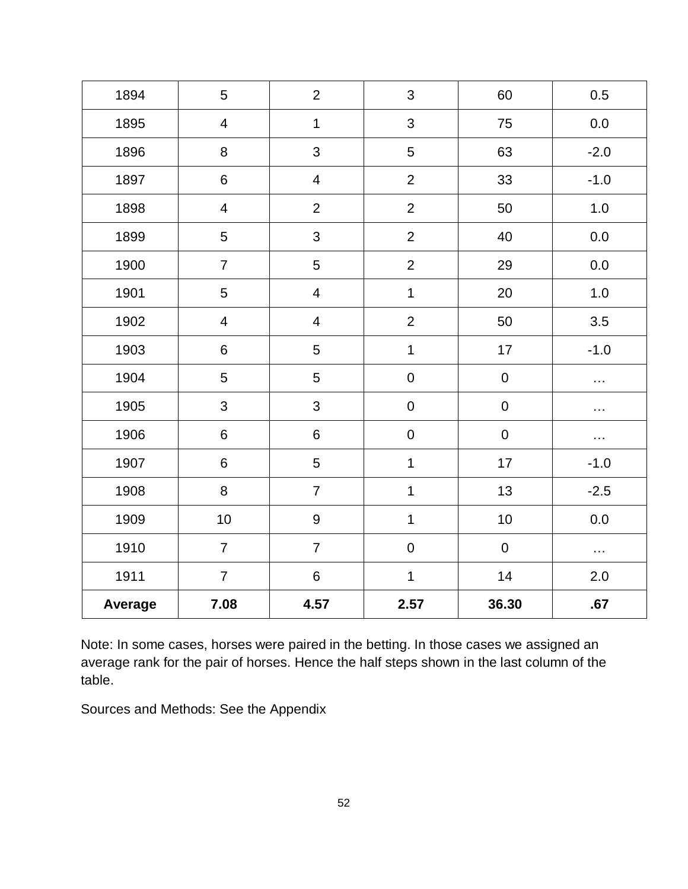| 1894 | 5 | 2 | 3 | 60 | 0.5 |
|---|---|---|---|---|---|
| 1895 | 4 | 1 | 3 | 75 | 0.0 |
| 1896 | 8 | 3 | 5 | 63 | -2.0 |
| 1897 | 6 | 4 | 2 | 33 | -1.0 |
| 1898 | 4 | 2 | 2 | 50 | 1.0 |
| 1899 | 5 | 3 | 2 | 40 | 0.0 |
| 1900 | 7 | 5 | 2 | 29 | 0.0 |
| 1901 | 5 | 4 | 1 | 20 | 1.0 |
| 1902 | 4 | 4 | 2 | 50 | 3.5 |
| 1903 | 6 | 5 | 1 | 17 | -1.0 |
| 1904 | 5 | 5 | 0 | 0 | … |
| 1905 | 3 | 3 | 0 | 0 | … |
| 1906 | 6 | 6 | 0 | 0 | … |
| 1907 | 6 | 5 | 1 | 17 | -1.0 |
| 1908 | 8 | 7 | 1 | 13 | -2.5 |
| 1909 | 10 | 9 | 1 | 10 | 0.0 |
| 1910 | 7 | 7 | 0 | 0 | … |
| 1911 | 7 | 6 | 1 | 14 | 2.0 |
| **Average** | **7.08** | **4.57** | **2.57** | **36.30** | **.67** |

Note: In some cases, horses were paired in the betting. In those cases we assigned an average rank for the pair of horses. Hence the half steps shown in the last column of the table.

Sources and Methods: See the Appendix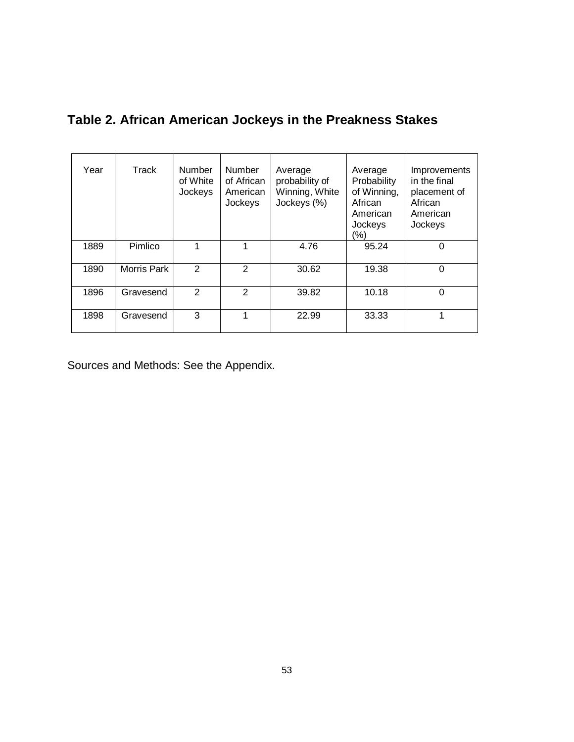## Table 2. African American Jockeys in the Preakness Stakes

| Year | Track | Number of White Jockeys | Number of African American Jockeys | Average probability of Winning, White Jockeys (%) | Average Probability of Winning, African American Jockeys (%) | Improvements in the final placement of African American Jockeys |
|---|---|---|---|---|---|---|
| 1889 | Pimlico | 1 | 1 | 4.76 | 95.24 | 0 |
| 1890 | Morris Park | 2 | 2 | 30.62 | 19.38 | 0 |
| 1896 | Gravesend | 2 | 2 | 39.82 | 10.18 | 0 |
| 1898 | Gravesend | 3 | 1 | 22.99 | 33.33 | 1 |

Sources and Methods: See the Appendix.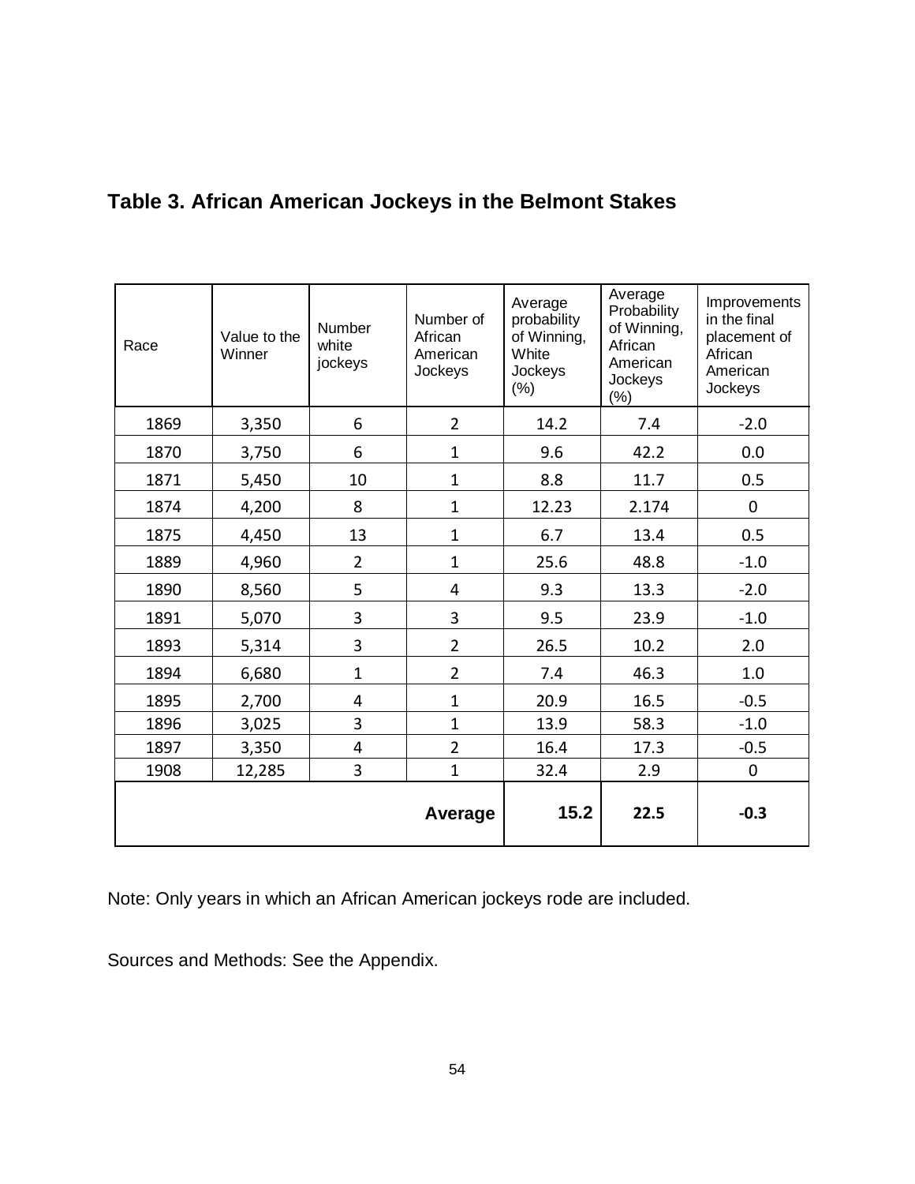## Table 3. African American Jockeys in the Belmont Stakes

| Race | Value to the Winner | Number white jockeys | Number of African American Jockeys | Average probability of Winning, White Jockeys (%) | Average Probability of Winning, African American Jockeys (%) | Improvements in the final placement of African American Jockeys |
|---|---|---|---|---|---|---|
| 1869 | 3,350 | 6 | 2 | 14.2 | 7.4 | -2.0 |
| 1870 | 3,750 | 6 | 1 | 9.6 | 42.2 | 0.0 |
| 1871 | 5,450 | 10 | 1 | 8.8 | 11.7 | 0.5 |
| 1874 | 4,200 | 8 | 1 | 12.23 | 2.174 | 0 |
| 1875 | 4,450 | 13 | 1 | 6.7 | 13.4 | 0.5 |
| 1889 | 4,960 | 2 | 1 | 25.6 | 48.8 | -1.0 |
| 1890 | 8,560 | 5 | 4 | 9.3 | 13.3 | -2.0 |
| 1891 | 5,070 | 3 | 3 | 9.5 | 23.9 | -1.0 |
| 1893 | 5,314 | 3 | 2 | 26.5 | 10.2 | 2.0 |
| 1894 | 6,680 | 1 | 2 | 7.4 | 46.3 | 1.0 |
| 1895 | 2,700 | 4 | 1 | 20.9 | 16.5 | -0.5 |
| 1896 | 3,025 | 3 | 1 | 13.9 | 58.3 | -1.0 |
| 1897 | 3,350 | 4 | 2 | 16.4 | 17.3 | -0.5 |
| 1908 | 12,285 | 3 | 1 | 32.4 | 2.9 | 0 |
| | | | **Average** | **15.2** | **22.5** | **-0.3** |

Note: Only years in which an African American jockeys rode are included.

Sources and Methods: See the Appendix.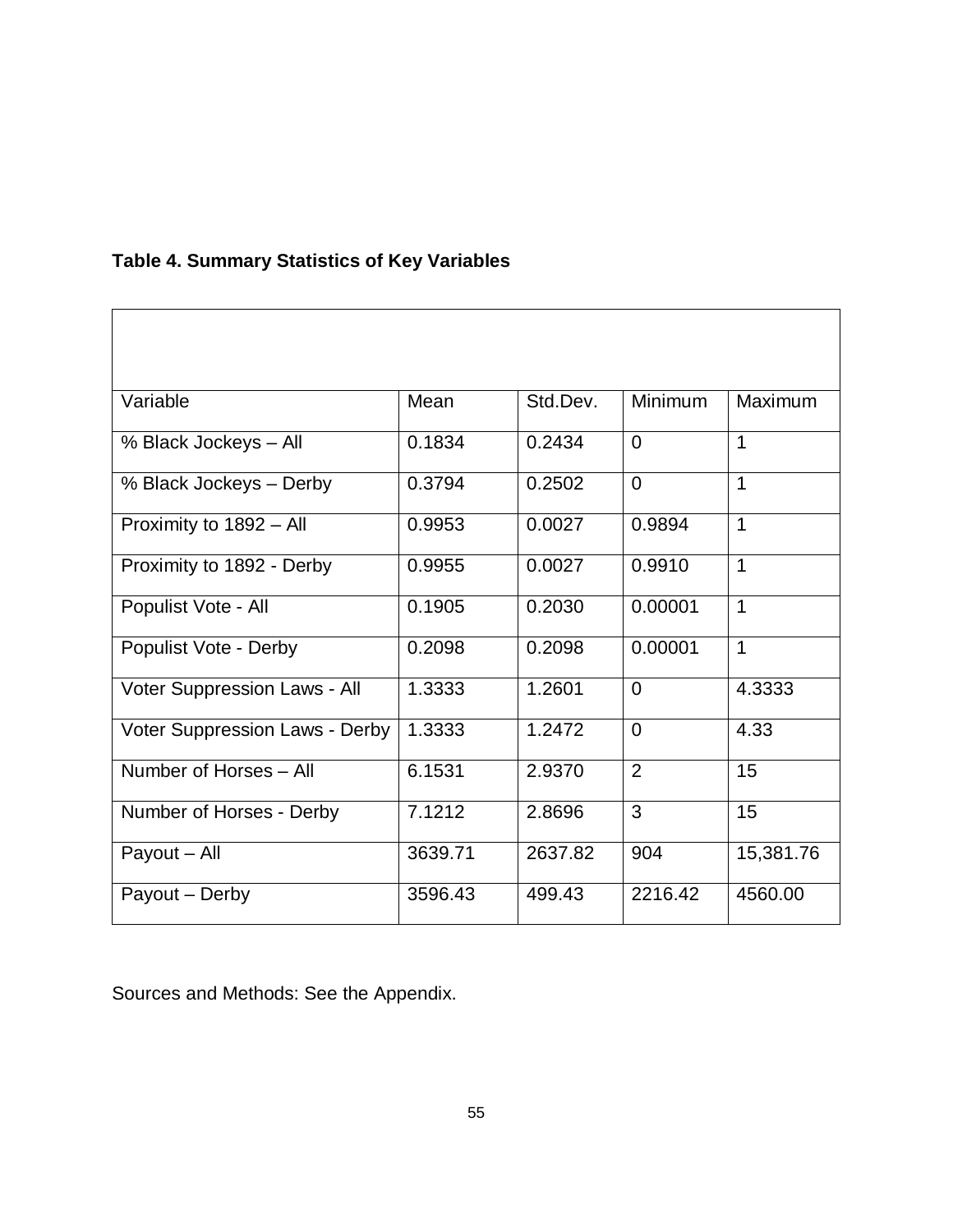**Table 4. Summary Statistics of Key Variables**

| Variable | Mean | Std.Dev. | Minimum | Maximum |
|---|---|---|---|---|
| % Black Jockeys – All | 0.1834 | 0.2434 | 0 | 1 |
| % Black Jockeys – Derby | 0.3794 | 0.2502 | 0 | 1 |
| Proximity to 1892 – All | 0.9953 | 0.0027 | 0.9894 | 1 |
| Proximity to 1892 - Derby | 0.9955 | 0.0027 | 0.9910 | 1 |
| Populist Vote - All | 0.1905 | 0.2030 | 0.00001 | 1 |
| Populist Vote - Derby | 0.2098 | 0.2098 | 0.00001 | 1 |
| Voter Suppression Laws - All | 1.3333 | 1.2601 | 0 | 4.3333 |
| Voter Suppression Laws - Derby | 1.3333 | 1.2472 | 0 | 4.33 |
| Number of Horses – All | 6.1531 | 2.9370 | 2 | 15 |
| Number of Horses - Derby | 7.1212 | 2.8696 | 3 | 15 |
| Payout – All | 3639.71 | 2637.82 | 904 | 15,381.76 |
| Payout – Derby | 3596.43 | 499.43 | 2216.42 | 4560.00 |

Sources and Methods: See the Appendix.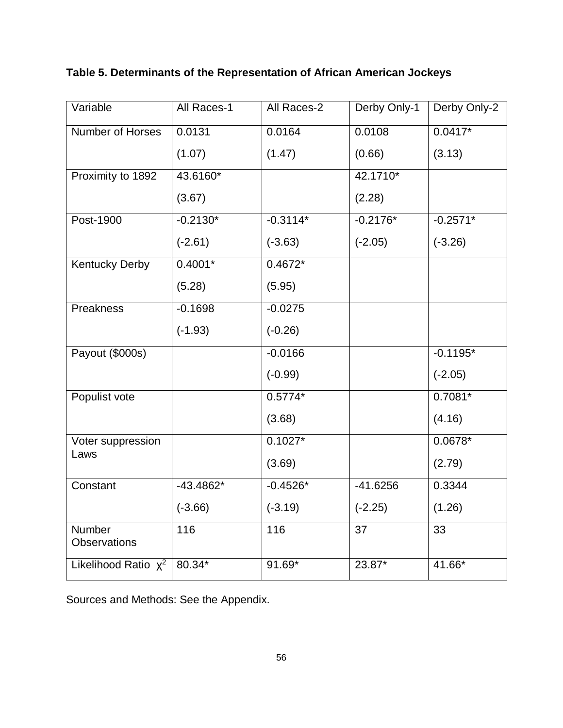**Table 5. Determinants of the Representation of African American Jockeys**

| Variable | All Races-1 | All Races-2 | Derby Only-1 | Derby Only-2 |
|---|---|---|---|---|
| Number of Horses | 0.0131<br>(1.07) | 0.0164<br>(1.47) | 0.0108<br>(0.66) | 0.0417*<br>(3.13) |
| Proximity to 1892 | 43.6160*<br>(3.67) | | 42.1710*<br>(2.28) | |
| Post-1900 | -0.2130*<br>(-2.61) | -0.3114*<br>(-3.63) | -0.2176*<br>(-2.05) | -0.2571*<br>(-3.26) |
| Kentucky Derby | 0.4001*<br>(5.28) | 0.4672*<br>(5.95) | | |
| Preakness | -0.1698<br>(-1.93) | -0.0275<br>(-0.26) | | |
| Payout ($000s) | | -0.0166<br>(-0.99) | | -0.1195*<br>(-2.05) |
| Populist vote | | 0.5774*<br>(3.68) | | 0.7081*<br>(4.16) |
| Voter suppression Laws | | 0.1027*<br>(3.69) | | 0.0678*<br>(2.79) |
| Constant | -43.4862*<br>(-3.66) | -0.4526*<br>(-3.19) | -41.6256<br>(-2.25) | 0.3344<br>(1.26) |
| Number Observations | 116 | 116 | 37 | 33 |
| Likelihood Ratio $\chi^2$ | 80.34* | 91.69* | 23.87* | 41.66* |

Sources and Methods: See the Appendix.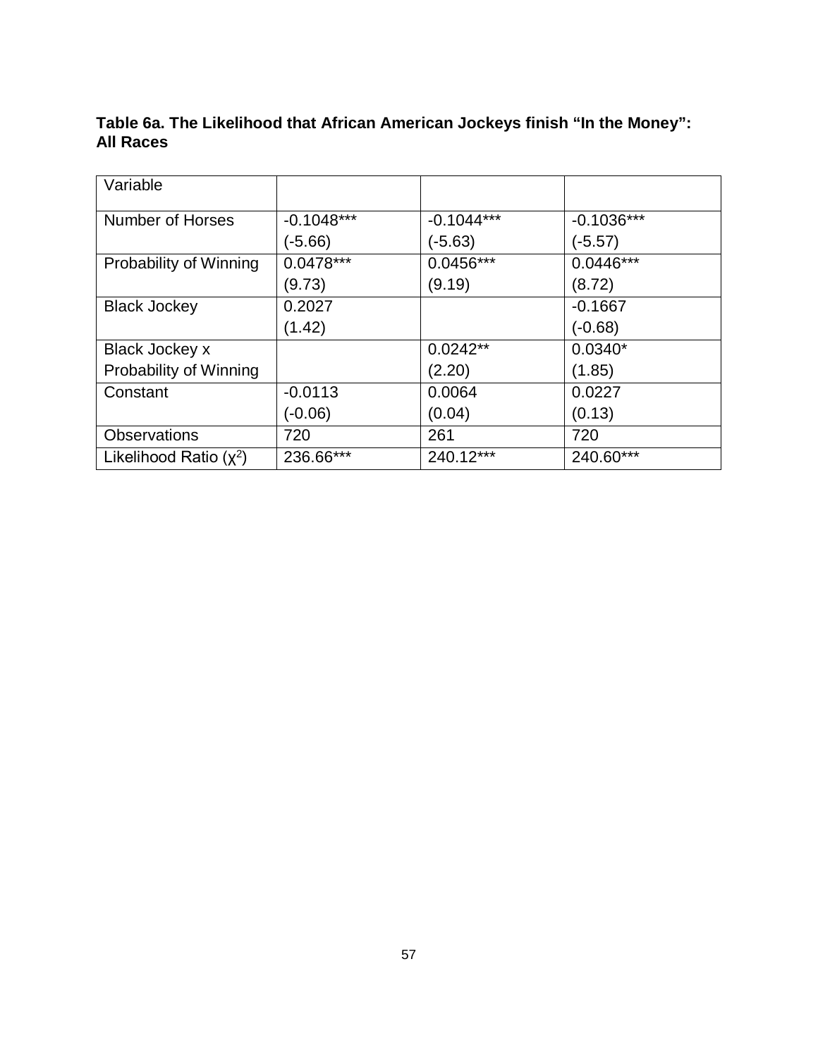**Table 6a. The Likelihood that African American Jockeys finish "In the Money": All Races**

| Variable | | | |
|---|---|---|---|
| Number of Horses | -0.1048***<br>(-5.66) | -0.1044***<br>(-5.63) | -0.1036***<br>(-5.57) |
| Probability of Winning | 0.0478***<br>(9.73) | 0.0456***<br>(9.19) | 0.0446***<br>(8.72) |
| Black Jockey | 0.2027<br>(1.42) | | -0.1667<br>(-0.68) |
| Black Jockey x Probability of Winning | | 0.0242**<br>(2.20) | 0.0340*<br>(1.85) |
| Constant | -0.0113<br>(-0.06) | 0.0064<br>(0.04) | 0.0227<br>(0.13) |
| Observations | 720 | 261 | 720 |
| Likelihood Ratio ($\chi^2$) | 236.66*** | 240.12*** | 240.60*** |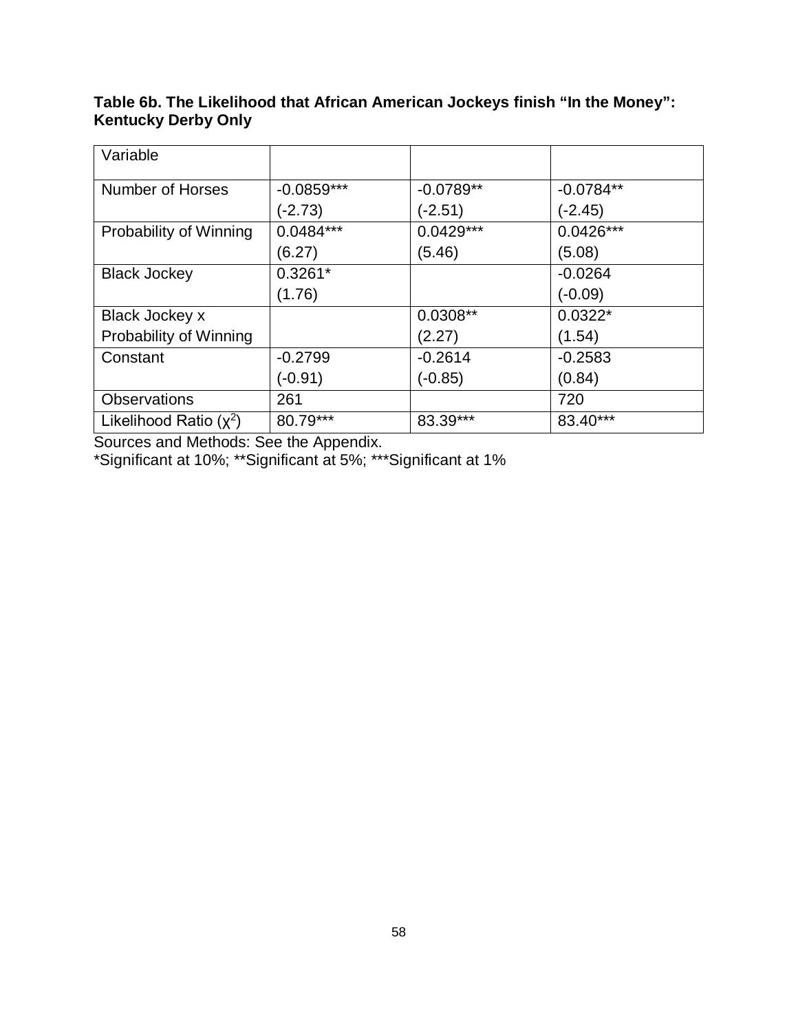**Table 6b. The Likelihood that African American Jockeys finish "In the Money": Kentucky Derby Only**

| Variable | | | |
|---|---|---|---|
| Number of Horses | -0.0859***<br>(-2.73) | -0.0789**<br>(-2.51) | -0.0784**<br>(-2.45) |
| Probability of Winning | 0.0484***<br>(6.27) | 0.0429***<br>(5.46) | 0.0426***<br>(5.08) |
| Black Jockey | 0.3261*<br>(1.76) | | -0.0264<br>(-0.09) |
| Black Jockey x Probability of Winning | | 0.0308**<br>(2.27) | 0.0322*<br>(1.54) |
| Constant | -0.2799<br>(-0.91) | -0.2614<br>(-0.85) | -0.2583<br>(0.84) |
| Observations | 261 | | 720 |
| Likelihood Ratio ($\chi^2$) | 80.79*** | 83.39*** | 83.40*** |

Sources and Methods: See the Appendix.
*Significant at 10%; **Significant at 5%; ***Significant at 1%